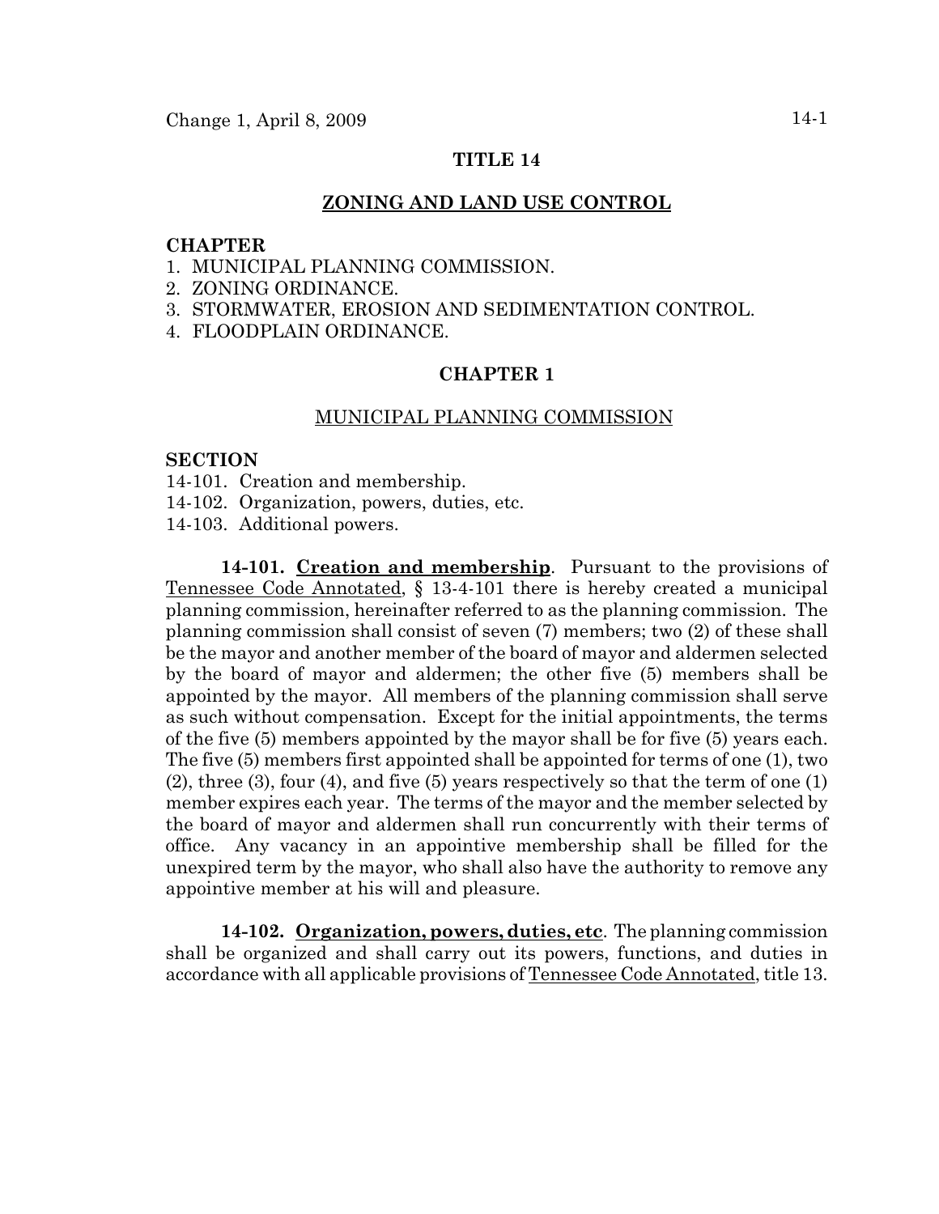# TITLE 14

## ZONING AND LAND USE CONTROL

**CHAPTER**

1. MUNICIPAL PLANNING COMMISSION.
2. ZONING ORDINANCE.
3. STORMWATER, EROSION AND SEDIMENTATION CONTROL.
4. FLOODPLAIN ORDINANCE.

## CHAPTER 1

### MUNICIPAL PLANNING COMMISSION

**SECTION**

14-101. Creation and membership.
14-102. Organization, powers, duties, etc.
14-103. Additional powers.

**14-101. Creation and membership**. Pursuant to the provisions of Tennessee Code Annotated, § 13-4-101 there is hereby created a municipal planning commission, hereinafter referred to as the planning commission. The planning commission shall consist of seven (7) members; two (2) of these shall be the mayor and another member of the board of mayor and aldermen selected by the board of mayor and aldermen; the other five (5) members shall be appointed by the mayor. All members of the planning commission shall serve as such without compensation. Except for the initial appointments, the terms of the five (5) members appointed by the mayor shall be for five (5) years each. The five (5) members first appointed shall be appointed for terms of one (1), two (2), three (3), four (4), and five (5) years respectively so that the term of one (1) member expires each year. The terms of the mayor and the member selected by the board of mayor and aldermen shall run concurrently with their terms of office. Any vacancy in an appointive membership shall be filled for the unexpired term by the mayor, who shall also have the authority to remove any appointive member at his will and pleasure.

**14-102. Organization, powers, duties, etc**. The planning commission shall be organized and shall carry out its powers, functions, and duties in accordance with all applicable provisions of Tennessee Code Annotated, title 13.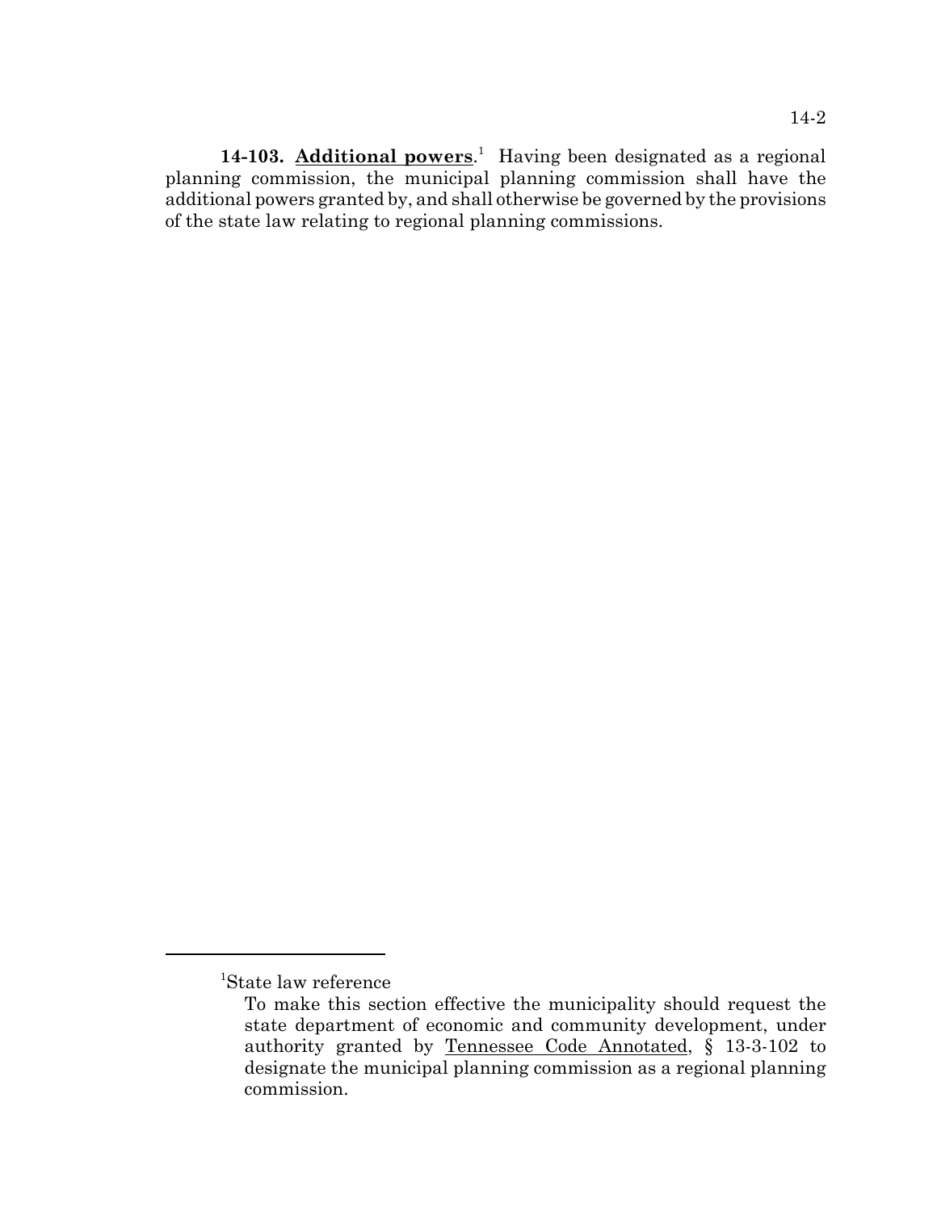**14-103. Additional powers**.[1] Having been designated as a regional planning commission, the municipal planning commission shall have the additional powers granted by, and shall otherwise be governed by the provisions of the state law relating to regional planning commissions.

---

[1]State law reference

To make this section effective the municipality should request the state department of economic and community development, under authority granted by Tennessee Code Annotated, § 13-3-102 to designate the municipal planning commission as a regional planning commission.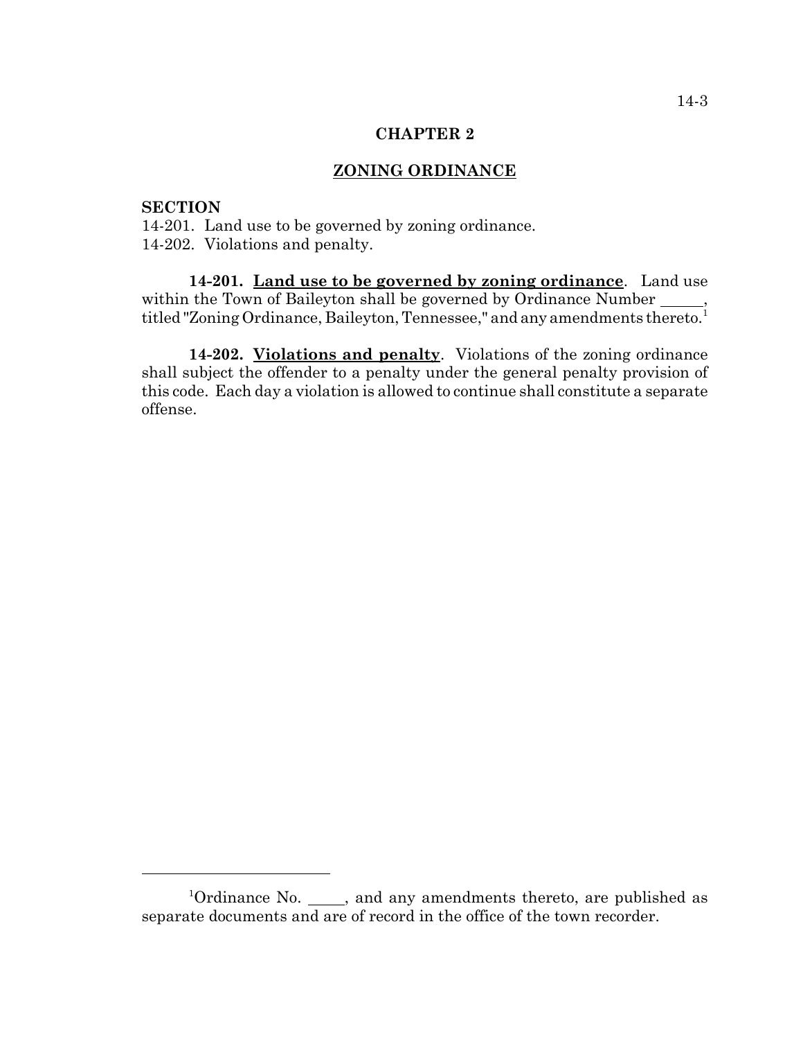# CHAPTER 2

## ZONING ORDINANCE

**SECTION**
14-201. Land use to be governed by zoning ordinance.
14-202. Violations and penalty.

**14-201. Land use to be governed by zoning ordinance**. Land use within the Town of Baileyton shall be governed by Ordinance Number _____, titled "Zoning Ordinance, Baileyton, Tennessee," and any amendments thereto.[1]

**14-202. Violations and penalty**. Violations of the zoning ordinance shall subject the offender to a penalty under the general penalty provision of this code. Each day a violation is allowed to continue shall constitute a separate offense.

---

[1]Ordinance No. _____, and any amendments thereto, are published as separate documents and are of record in the office of the town recorder.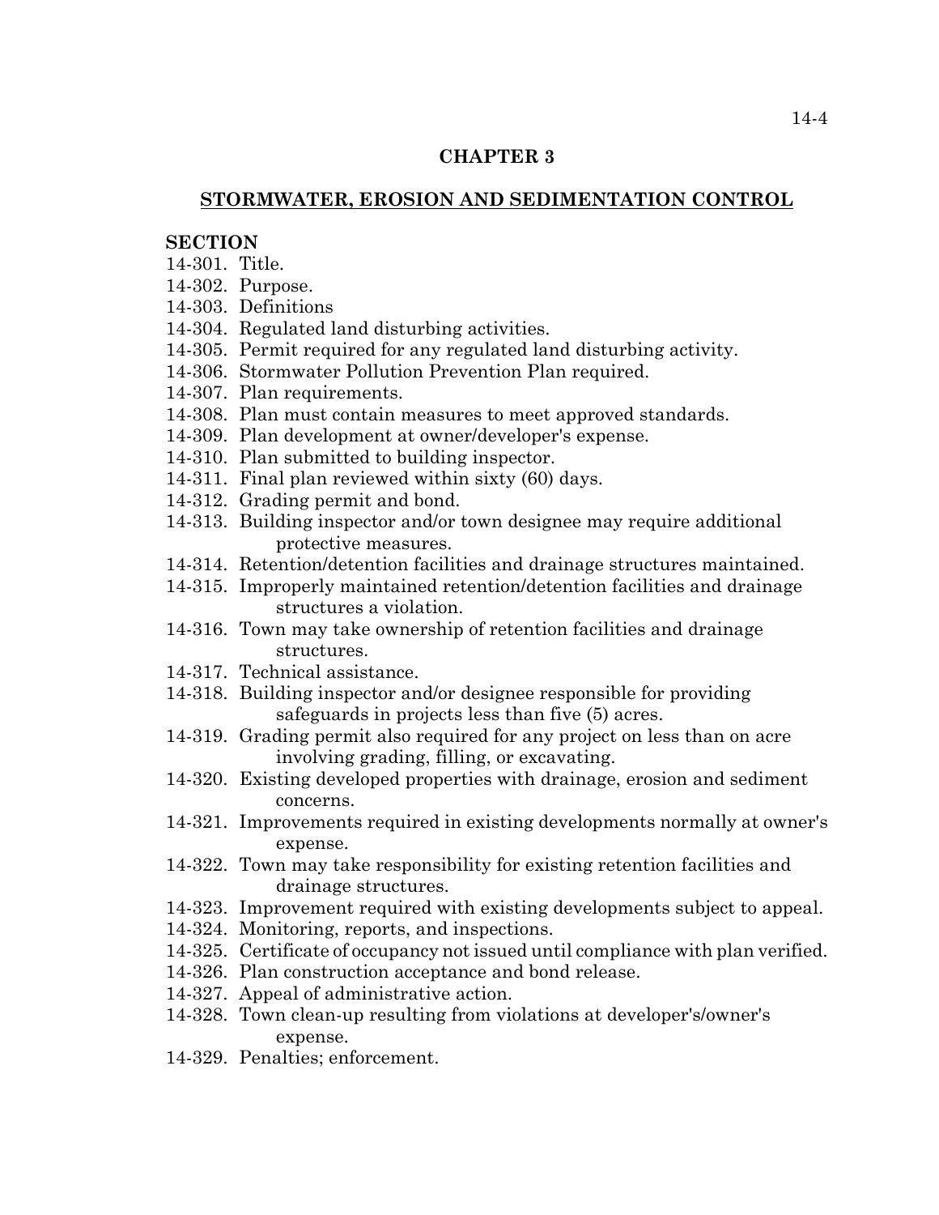# CHAPTER 3

## STORMWATER, EROSION AND SEDIMENTATION CONTROL

**SECTION**

14-301. Title.
14-302. Purpose.
14-303. Definitions
14-304. Regulated land disturbing activities.
14-305. Permit required for any regulated land disturbing activity.
14-306. Stormwater Pollution Prevention Plan required.
14-307. Plan requirements.
14-308. Plan must contain measures to meet approved standards.
14-309. Plan development at owner/developer's expense.
14-310. Plan submitted to building inspector.
14-311. Final plan reviewed within sixty (60) days.
14-312. Grading permit and bond.
14-313. Building inspector and/or town designee may require additional protective measures.
14-314. Retention/detention facilities and drainage structures maintained.
14-315. Improperly maintained retention/detention facilities and drainage structures a violation.
14-316. Town may take ownership of retention facilities and drainage structures.
14-317. Technical assistance.
14-318. Building inspector and/or designee responsible for providing safeguards in projects less than five (5) acres.
14-319. Grading permit also required for any project on less than on acre involving grading, filling, or excavating.
14-320. Existing developed properties with drainage, erosion and sediment concerns.
14-321. Improvements required in existing developments normally at owner's expense.
14-322. Town may take responsibility for existing retention facilities and drainage structures.
14-323. Improvement required with existing developments subject to appeal.
14-324. Monitoring, reports, and inspections.
14-325. Certificate of occupancy not issued until compliance with plan verified.
14-326. Plan construction acceptance and bond release.
14-327. Appeal of administrative action.
14-328. Town clean-up resulting from violations at developer's/owner's expense.
14-329. Penalties; enforcement.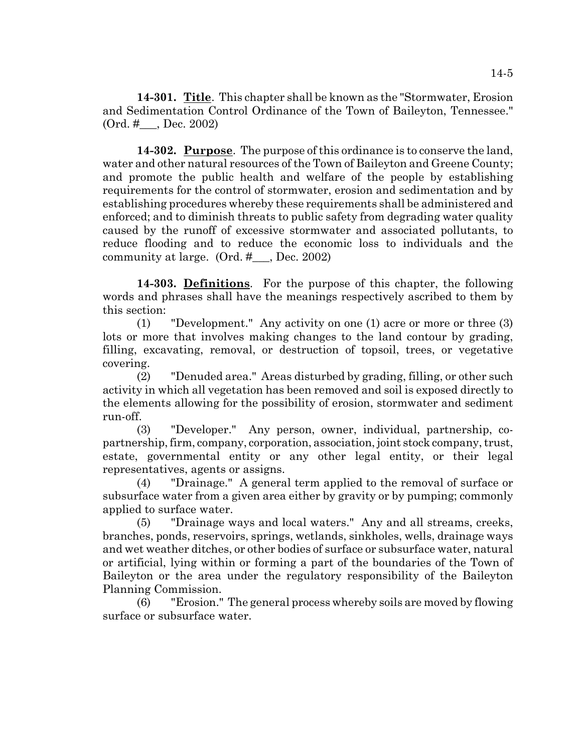**14-301. Title**. This chapter shall be known as the "Stormwater, Erosion and Sedimentation Control Ordinance of the Town of Baileyton, Tennessee." (Ord. #___, Dec. 2002)

**14-302. Purpose**. The purpose of this ordinance is to conserve the land, water and other natural resources of the Town of Baileyton and Greene County; and promote the public health and welfare of the people by establishing requirements for the control of stormwater, erosion and sedimentation and by establishing procedures whereby these requirements shall be administered and enforced; and to diminish threats to public safety from degrading water quality caused by the runoff of excessive stormwater and associated pollutants, to reduce flooding and to reduce the economic loss to individuals and the community at large. (Ord. #___, Dec. 2002)

**14-303. Definitions**. For the purpose of this chapter, the following words and phrases shall have the meanings respectively ascribed to them by this section:

(1) "Development." Any activity on one (1) acre or more or three (3) lots or more that involves making changes to the land contour by grading, filling, excavating, removal, or destruction of topsoil, trees, or vegetative covering.

(2) "Denuded area." Areas disturbed by grading, filling, or other such activity in which all vegetation has been removed and soil is exposed directly to the elements allowing for the possibility of erosion, stormwater and sediment run-off.

(3) "Developer." Any person, owner, individual, partnership, co-partnership, firm, company, corporation, association, joint stock company, trust, estate, governmental entity or any other legal entity, or their legal representatives, agents or assigns.

(4) "Drainage." A general term applied to the removal of surface or subsurface water from a given area either by gravity or by pumping; commonly applied to surface water.

(5) "Drainage ways and local waters." Any and all streams, creeks, branches, ponds, reservoirs, springs, wetlands, sinkholes, wells, drainage ways and wet weather ditches, or other bodies of surface or subsurface water, natural or artificial, lying within or forming a part of the boundaries of the Town of Baileyton or the area under the regulatory responsibility of the Baileyton Planning Commission.

(6) "Erosion." The general process whereby soils are moved by flowing surface or subsurface water.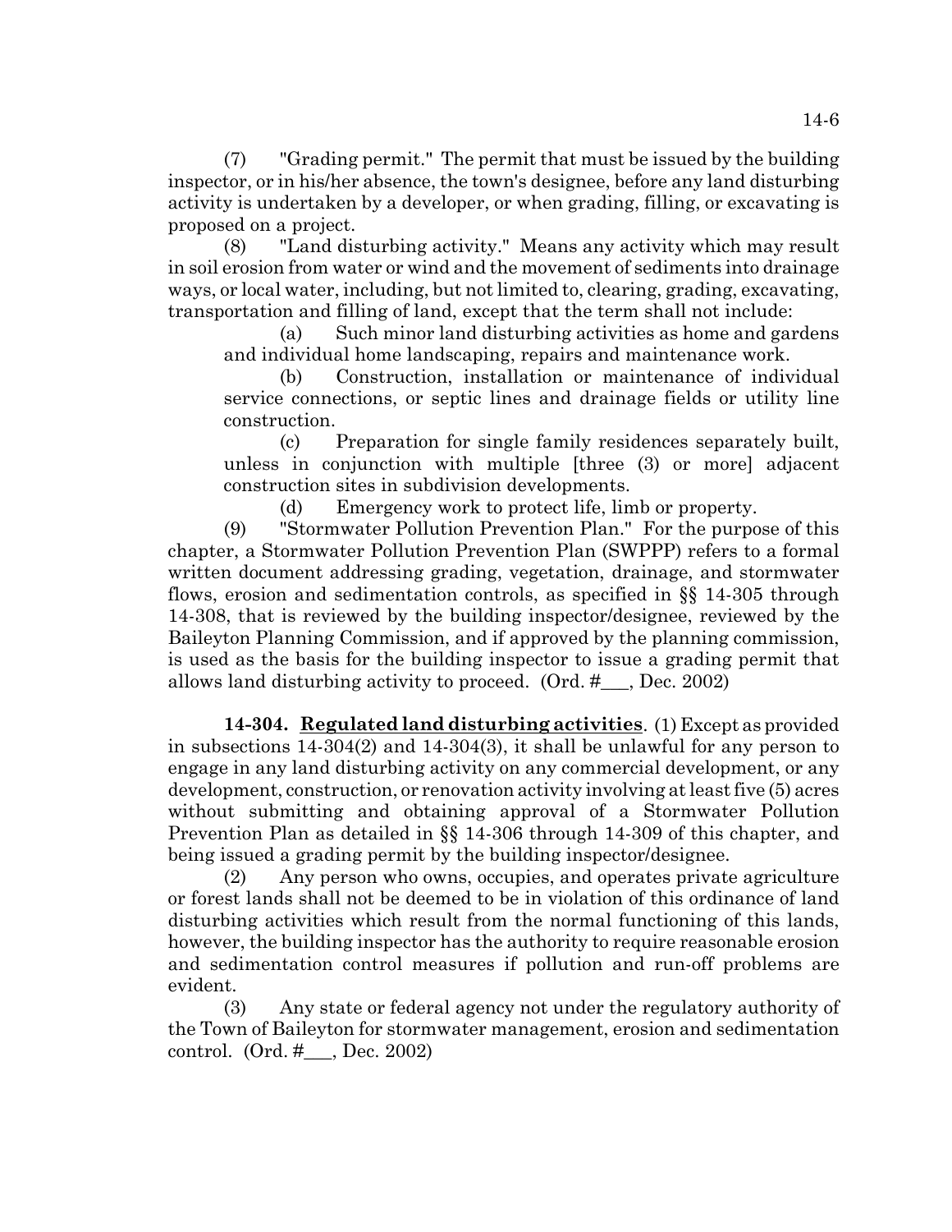(7) "Grading permit." The permit that must be issued by the building inspector, or in his/her absence, the town's designee, before any land disturbing activity is undertaken by a developer, or when grading, filling, or excavating is proposed on a project.

(8) "Land disturbing activity." Means any activity which may result in soil erosion from water or wind and the movement of sediments into drainage ways, or local water, including, but not limited to, clearing, grading, excavating, transportation and filling of land, except that the term shall not include:

(a) Such minor land disturbing activities as home and gardens and individual home landscaping, repairs and maintenance work.

(b) Construction, installation or maintenance of individual service connections, or septic lines and drainage fields or utility line construction.

(c) Preparation for single family residences separately built, unless in conjunction with multiple [three (3) or more] adjacent construction sites in subdivision developments.

(d) Emergency work to protect life, limb or property.

(9) "Stormwater Pollution Prevention Plan." For the purpose of this chapter, a Stormwater Pollution Prevention Plan (SWPPP) refers to a formal written document addressing grading, vegetation, drainage, and stormwater flows, erosion and sedimentation controls, as specified in §§ 14-305 through 14-308, that is reviewed by the building inspector/designee, reviewed by the Baileyton Planning Commission, and if approved by the planning commission, is used as the basis for the building inspector to issue a grading permit that allows land disturbing activity to proceed. (Ord. #___, Dec. 2002)

**14-304. Regulated land disturbing activities**. (1) Except as provided in subsections 14-304(2) and 14-304(3), it shall be unlawful for any person to engage in any land disturbing activity on any commercial development, or any development, construction, or renovation activity involving at least five (5) acres without submitting and obtaining approval of a Stormwater Pollution Prevention Plan as detailed in §§ 14-306 through 14-309 of this chapter, and being issued a grading permit by the building inspector/designee.

(2) Any person who owns, occupies, and operates private agriculture or forest lands shall not be deemed to be in violation of this ordinance of land disturbing activities which result from the normal functioning of this lands, however, the building inspector has the authority to require reasonable erosion and sedimentation control measures if pollution and run-off problems are evident.

(3) Any state or federal agency not under the regulatory authority of the Town of Baileyton for stormwater management, erosion and sedimentation control. (Ord. #___, Dec. 2002)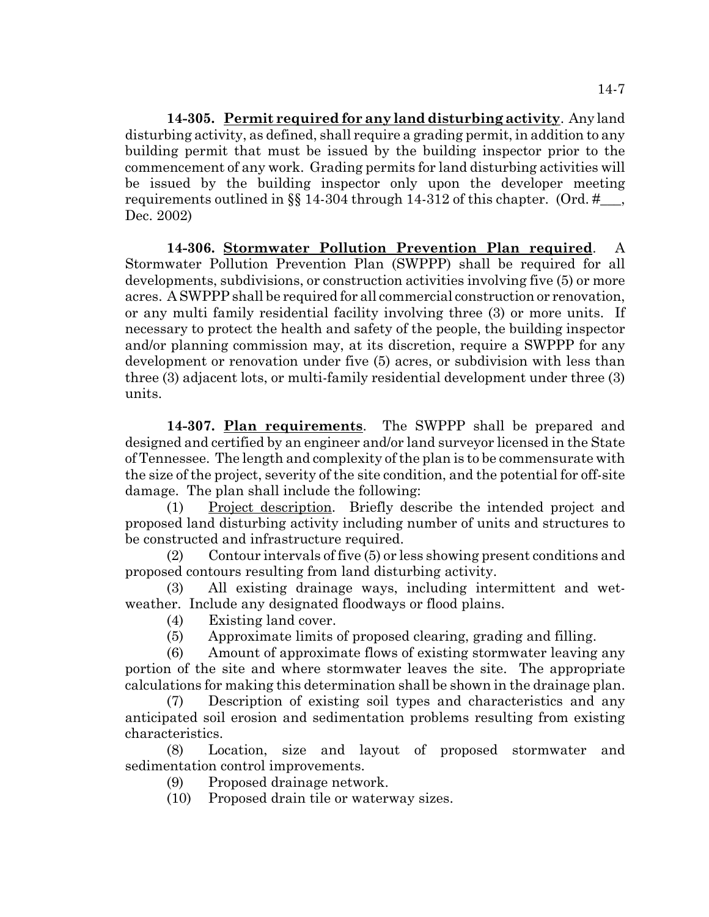**14-305. Permit required for any land disturbing activity**. Any land disturbing activity, as defined, shall require a grading permit, in addition to any building permit that must be issued by the building inspector prior to the commencement of any work. Grading permits for land disturbing activities will be issued by the building inspector only upon the developer meeting requirements outlined in §§ 14-304 through 14-312 of this chapter. (Ord. #___, Dec. 2002)

**14-306. Stormwater Pollution Prevention Plan required**. A Stormwater Pollution Prevention Plan (SWPPP) shall be required for all developments, subdivisions, or construction activities involving five (5) or more acres. A SWPPP shall be required for all commercial construction or renovation, or any multi family residential facility involving three (3) or more units. If necessary to protect the health and safety of the people, the building inspector and/or planning commission may, at its discretion, require a SWPPP for any development or renovation under five (5) acres, or subdivision with less than three (3) adjacent lots, or multi-family residential development under three (3) units.

**14-307. Plan requirements**. The SWPPP shall be prepared and designed and certified by an engineer and/or land surveyor licensed in the State of Tennessee. The length and complexity of the plan is to be commensurate with the size of the project, severity of the site condition, and the potential for off-site damage. The plan shall include the following:

(1) Project description. Briefly describe the intended project and proposed land disturbing activity including number of units and structures to be constructed and infrastructure required.

(2) Contour intervals of five (5) or less showing present conditions and proposed contours resulting from land disturbing activity.

(3) All existing drainage ways, including intermittent and wet-weather. Include any designated floodways or flood plains.

(4) Existing land cover.

(5) Approximate limits of proposed clearing, grading and filling.

(6) Amount of approximate flows of existing stormwater leaving any portion of the site and where stormwater leaves the site. The appropriate calculations for making this determination shall be shown in the drainage plan.

(7) Description of existing soil types and characteristics and any anticipated soil erosion and sedimentation problems resulting from existing characteristics.

(8) Location, size and layout of proposed stormwater and sedimentation control improvements.

(9) Proposed drainage network.

(10) Proposed drain tile or waterway sizes.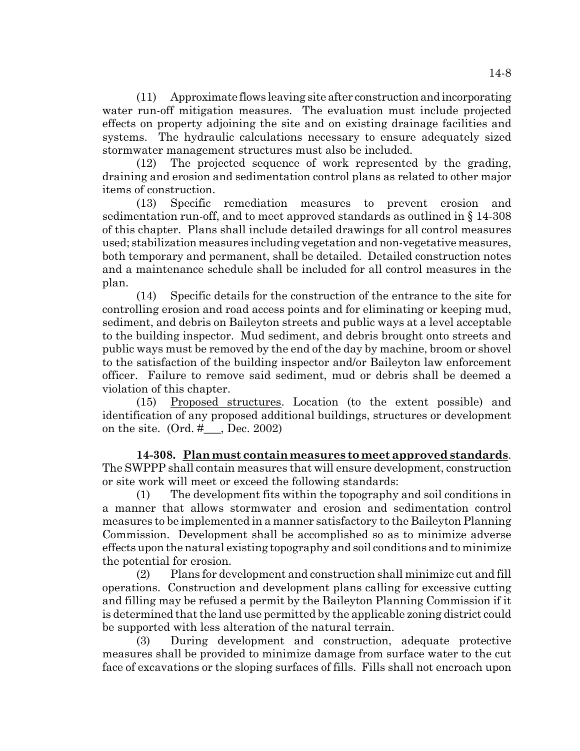(11) Approximate flows leaving site after construction and incorporating water run-off mitigation measures. The evaluation must include projected effects on property adjoining the site and on existing drainage facilities and systems. The hydraulic calculations necessary to ensure adequately sized stormwater management structures must also be included.

(12) The projected sequence of work represented by the grading, draining and erosion and sedimentation control plans as related to other major items of construction.

(13) Specific remediation measures to prevent erosion and sedimentation run-off, and to meet approved standards as outlined in § 14-308 of this chapter. Plans shall include detailed drawings for all control measures used; stabilization measures including vegetation and non-vegetative measures, both temporary and permanent, shall be detailed. Detailed construction notes and a maintenance schedule shall be included for all control measures in the plan.

(14) Specific details for the construction of the entrance to the site for controlling erosion and road access points and for eliminating or keeping mud, sediment, and debris on Baileyton streets and public ways at a level acceptable to the building inspector. Mud sediment, and debris brought onto streets and public ways must be removed by the end of the day by machine, broom or shovel to the satisfaction of the building inspector and/or Baileyton law enforcement officer. Failure to remove said sediment, mud or debris shall be deemed a violation of this chapter.

(15) Proposed structures. Location (to the extent possible) and identification of any proposed additional buildings, structures or development on the site. (Ord. #___, Dec. 2002)

**14-308. Plan must contain measures to meet approved standards**. The SWPPP shall contain measures that will ensure development, construction or site work will meet or exceed the following standards:

(1) The development fits within the topography and soil conditions in a manner that allows stormwater and erosion and sedimentation control measures to be implemented in a manner satisfactory to the Baileyton Planning Commission. Development shall be accomplished so as to minimize adverse effects upon the natural existing topography and soil conditions and to minimize the potential for erosion.

(2) Plans for development and construction shall minimize cut and fill operations. Construction and development plans calling for excessive cutting and filling may be refused a permit by the Baileyton Planning Commission if it is determined that the land use permitted by the applicable zoning district could be supported with less alteration of the natural terrain.

(3) During development and construction, adequate protective measures shall be provided to minimize damage from surface water to the cut face of excavations or the sloping surfaces of fills. Fills shall not encroach upon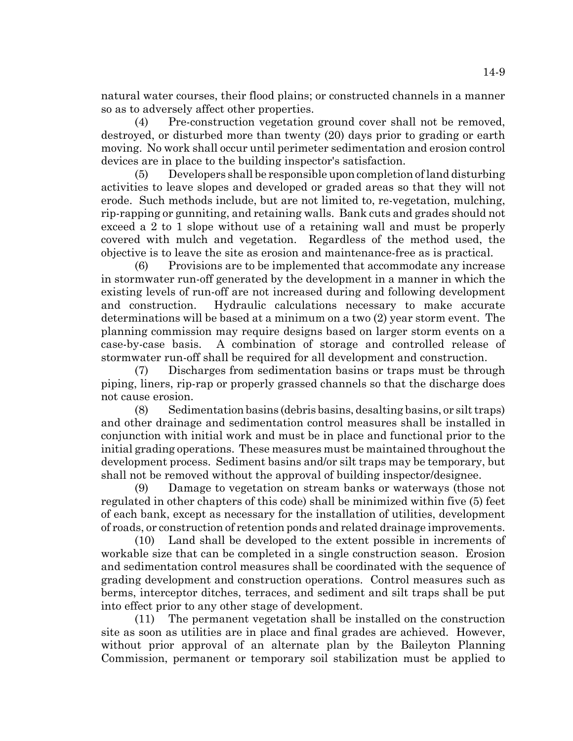natural water courses, their flood plains; or constructed channels in a manner so as to adversely affect other properties.

(4) Pre-construction vegetation ground cover shall not be removed, destroyed, or disturbed more than twenty (20) days prior to grading or earth moving. No work shall occur until perimeter sedimentation and erosion control devices are in place to the building inspector's satisfaction.

(5) Developers shall be responsible upon completion of land disturbing activities to leave slopes and developed or graded areas so that they will not erode. Such methods include, but are not limited to, re-vegetation, mulching, rip-rapping or gunniting, and retaining walls. Bank cuts and grades should not exceed a 2 to 1 slope without use of a retaining wall and must be properly covered with mulch and vegetation. Regardless of the method used, the objective is to leave the site as erosion and maintenance-free as is practical.

(6) Provisions are to be implemented that accommodate any increase in stormwater run-off generated by the development in a manner in which the existing levels of run-off are not increased during and following development and construction. Hydraulic calculations necessary to make accurate determinations will be based at a minimum on a two (2) year storm event. The planning commission may require designs based on larger storm events on a case-by-case basis. A combination of storage and controlled release of stormwater run-off shall be required for all development and construction.

(7) Discharges from sedimentation basins or traps must be through piping, liners, rip-rap or properly grassed channels so that the discharge does not cause erosion.

(8) Sedimentation basins (debris basins, desalting basins, or silt traps) and other drainage and sedimentation control measures shall be installed in conjunction with initial work and must be in place and functional prior to the initial grading operations. These measures must be maintained throughout the development process. Sediment basins and/or silt traps may be temporary, but shall not be removed without the approval of building inspector/designee.

(9) Damage to vegetation on stream banks or waterways (those not regulated in other chapters of this code) shall be minimized within five (5) feet of each bank, except as necessary for the installation of utilities, development of roads, or construction of retention ponds and related drainage improvements.

(10) Land shall be developed to the extent possible in increments of workable size that can be completed in a single construction season. Erosion and sedimentation control measures shall be coordinated with the sequence of grading development and construction operations. Control measures such as berms, interceptor ditches, terraces, and sediment and silt traps shall be put into effect prior to any other stage of development.

(11) The permanent vegetation shall be installed on the construction site as soon as utilities are in place and final grades are achieved. However, without prior approval of an alternate plan by the Baileyton Planning Commission, permanent or temporary soil stabilization must be applied to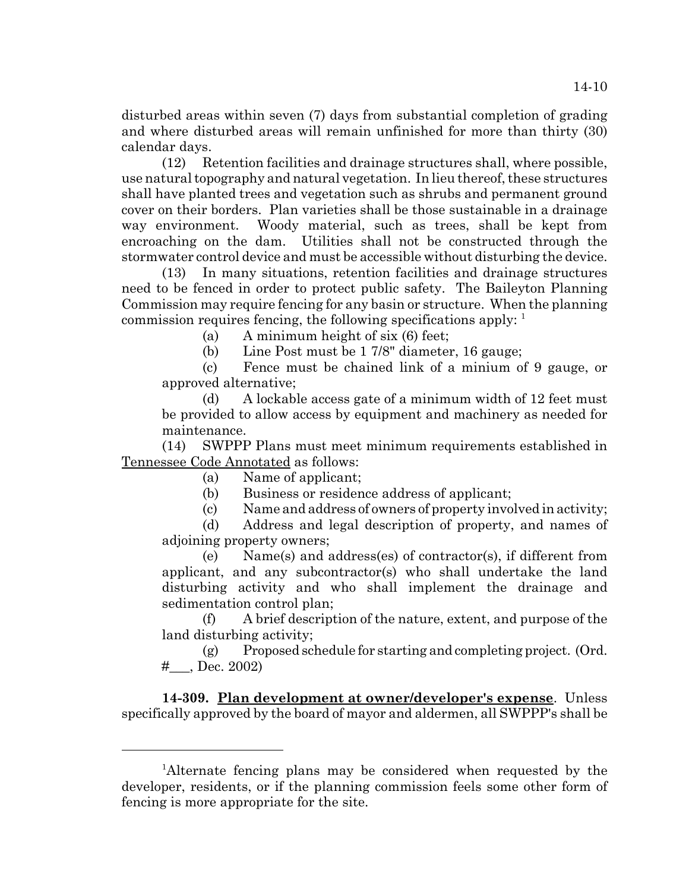disturbed areas within seven (7) days from substantial completion of grading and where disturbed areas will remain unfinished for more than thirty (30) calendar days.

(12) Retention facilities and drainage structures shall, where possible, use natural topography and natural vegetation. In lieu thereof, these structures shall have planted trees and vegetation such as shrubs and permanent ground cover on their borders. Plan varieties shall be those sustainable in a drainage way environment. Woody material, such as trees, shall be kept from encroaching on the dam. Utilities shall not be constructed through the stormwater control device and must be accessible without disturbing the device.

(13) In many situations, retention facilities and drainage structures need to be fenced in order to protect public safety. The Baileyton Planning Commission may require fencing for any basin or structure. When the planning commission requires fencing, the following specifications apply: [1]

(a) A minimum height of six (6) feet;

(b) Line Post must be 1 7/8" diameter, 16 gauge;

(c) Fence must be chained link of a minium of 9 gauge, or approved alternative;

(d) A lockable access gate of a minimum width of 12 feet must be provided to allow access by equipment and machinery as needed for maintenance.

(14) SWPPP Plans must meet minimum requirements established in Tennessee Code Annotated as follows:

(a) Name of applicant;

(b) Business or residence address of applicant;

(c) Name and address of owners of property involved in activity;

(d) Address and legal description of property, and names of adjoining property owners;

(e) Name(s) and address(es) of contractor(s), if different from applicant, and any subcontractor(s) who shall undertake the land disturbing activity and who shall implement the drainage and sedimentation control plan;

(f) A brief description of the nature, extent, and purpose of the land disturbing activity;

(g) Proposed schedule for starting and completing project. (Ord. #\_\_\_, Dec. 2002)

**14-309. Plan development at owner/developer's expense**. Unless specifically approved by the board of mayor and aldermen, all SWPPP's shall be

---

[1] Alternate fencing plans may be considered when requested by the developer, residents, or if the planning commission feels some other form of fencing is more appropriate for the site.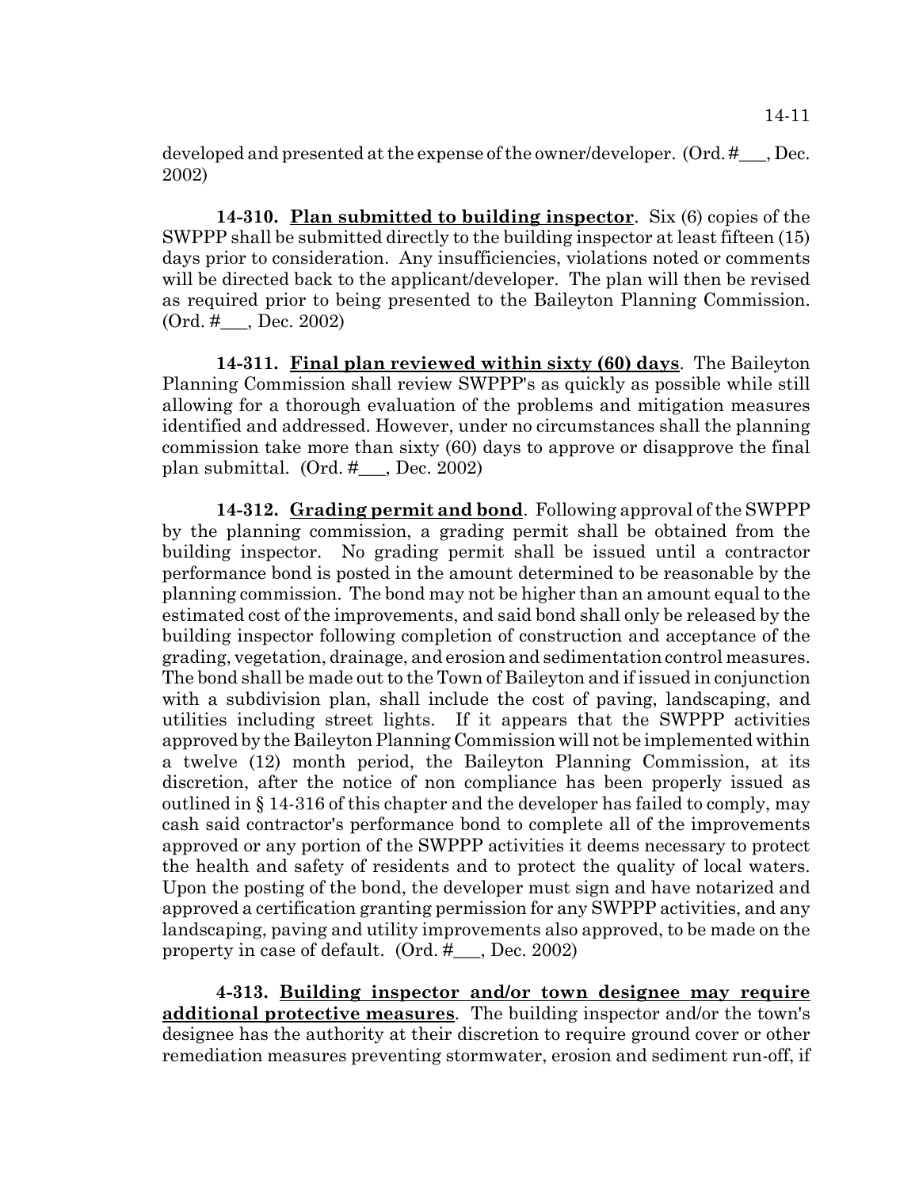developed and presented at the expense of the owner/developer. (Ord. #___, Dec. 2002)

**14-310. Plan submitted to building inspector**. Six (6) copies of the SWPPP shall be submitted directly to the building inspector at least fifteen (15) days prior to consideration. Any insufficiencies, violations noted or comments will be directed back to the applicant/developer. The plan will then be revised as required prior to being presented to the Baileyton Planning Commission. (Ord. #___, Dec. 2002)

**14-311. Final plan reviewed within sixty (60) days**. The Baileyton Planning Commission shall review SWPPP's as quickly as possible while still allowing for a thorough evaluation of the problems and mitigation measures identified and addressed. However, under no circumstances shall the planning commission take more than sixty (60) days to approve or disapprove the final plan submittal. (Ord. #___, Dec. 2002)

**14-312. Grading permit and bond**. Following approval of the SWPPP by the planning commission, a grading permit shall be obtained from the building inspector. No grading permit shall be issued until a contractor performance bond is posted in the amount determined to be reasonable by the planning commission. The bond may not be higher than an amount equal to the estimated cost of the improvements, and said bond shall only be released by the building inspector following completion of construction and acceptance of the grading, vegetation, drainage, and erosion and sedimentation control measures. The bond shall be made out to the Town of Baileyton and if issued in conjunction with a subdivision plan, shall include the cost of paving, landscaping, and utilities including street lights. If it appears that the SWPPP activities approved by the Baileyton Planning Commission will not be implemented within a twelve (12) month period, the Baileyton Planning Commission, at its discretion, after the notice of non compliance has been properly issued as outlined in § 14-316 of this chapter and the developer has failed to comply, may cash said contractor's performance bond to complete all of the improvements approved or any portion of the SWPPP activities it deems necessary to protect the health and safety of residents and to protect the quality of local waters. Upon the posting of the bond, the developer must sign and have notarized and approved a certification granting permission for any SWPPP activities, and any landscaping, paving and utility improvements also approved, to be made on the property in case of default. (Ord. #___, Dec. 2002)

**4-313. Building inspector and/or town designee may require additional protective measures**. The building inspector and/or the town's designee has the authority at their discretion to require ground cover or other remediation measures preventing stormwater, erosion and sediment run-off, if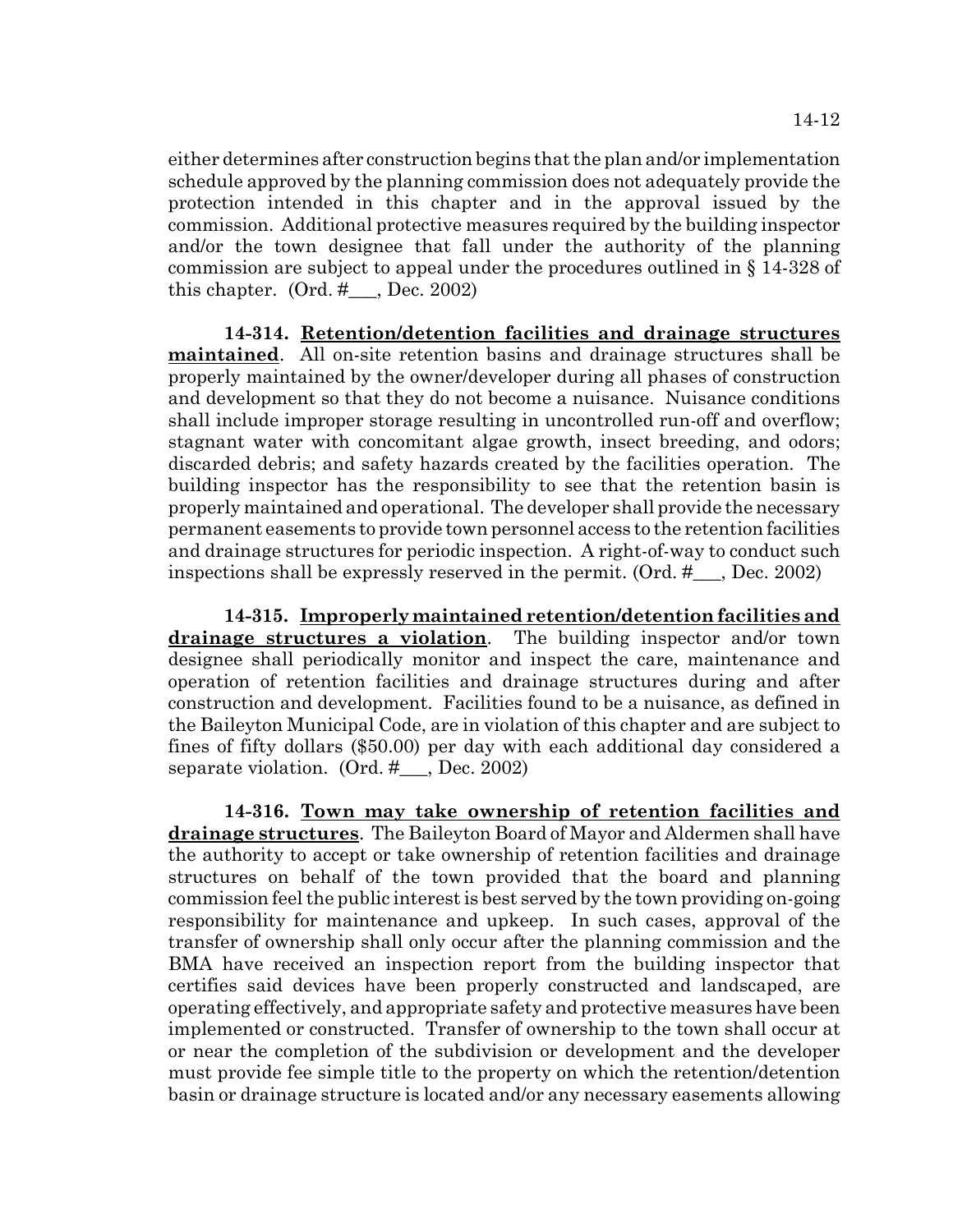either determines after construction begins that the plan and/or implementation schedule approved by the planning commission does not adequately provide the protection intended in this chapter and in the approval issued by the commission. Additional protective measures required by the building inspector and/or the town designee that fall under the authority of the planning commission are subject to appeal under the procedures outlined in § 14-328 of this chapter. (Ord. #___, Dec. 2002)

**14-314. Retention/detention facilities and drainage structures maintained**. All on-site retention basins and drainage structures shall be properly maintained by the owner/developer during all phases of construction and development so that they do not become a nuisance. Nuisance conditions shall include improper storage resulting in uncontrolled run-off and overflow; stagnant water with concomitant algae growth, insect breeding, and odors; discarded debris; and safety hazards created by the facilities operation. The building inspector has the responsibility to see that the retention basin is properly maintained and operational. The developer shall provide the necessary permanent easements to provide town personnel access to the retention facilities and drainage structures for periodic inspection. A right-of-way to conduct such inspections shall be expressly reserved in the permit. (Ord. #___, Dec. 2002)

**14-315. Improperly maintained retention/detention facilities and drainage structures a violation**. The building inspector and/or town designee shall periodically monitor and inspect the care, maintenance and operation of retention facilities and drainage structures during and after construction and development. Facilities found to be a nuisance, as defined in the Baileyton Municipal Code, are in violation of this chapter and are subject to fines of fifty dollars ($50.00) per day with each additional day considered a separate violation. (Ord. #___, Dec. 2002)

**14-316. Town may take ownership of retention facilities and drainage structures**. The Baileyton Board of Mayor and Aldermen shall have the authority to accept or take ownership of retention facilities and drainage structures on behalf of the town provided that the board and planning commission feel the public interest is best served by the town providing on-going responsibility for maintenance and upkeep. In such cases, approval of the transfer of ownership shall only occur after the planning commission and the BMA have received an inspection report from the building inspector that certifies said devices have been properly constructed and landscaped, are operating effectively, and appropriate safety and protective measures have been implemented or constructed. Transfer of ownership to the town shall occur at or near the completion of the subdivision or development and the developer must provide fee simple title to the property on which the retention/detention basin or drainage structure is located and/or any necessary easements allowing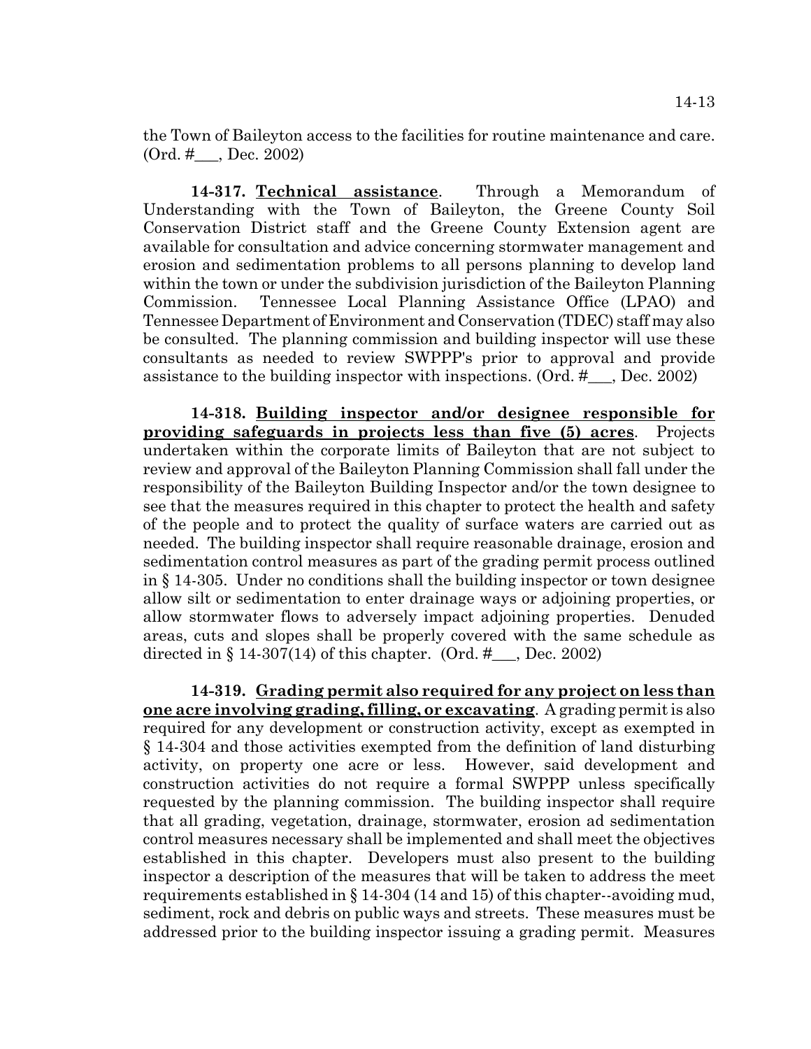the Town of Baileyton access to the facilities for routine maintenance and care. (Ord. #___, Dec. 2002)

**14-317. Technical assistance**. Through a Memorandum of Understanding with the Town of Baileyton, the Greene County Soil Conservation District staff and the Greene County Extension agent are available for consultation and advice concerning stormwater management and erosion and sedimentation problems to all persons planning to develop land within the town or under the subdivision jurisdiction of the Baileyton Planning Commission. Tennessee Local Planning Assistance Office (LPAO) and Tennessee Department of Environment and Conservation (TDEC) staff may also be consulted. The planning commission and building inspector will use these consultants as needed to review SWPPP's prior to approval and provide assistance to the building inspector with inspections. (Ord. #___, Dec. 2002)

**14-318. Building inspector and/or designee responsible for providing safeguards in projects less than five (5) acres**. Projects undertaken within the corporate limits of Baileyton that are not subject to review and approval of the Baileyton Planning Commission shall fall under the responsibility of the Baileyton Building Inspector and/or the town designee to see that the measures required in this chapter to protect the health and safety of the people and to protect the quality of surface waters are carried out as needed. The building inspector shall require reasonable drainage, erosion and sedimentation control measures as part of the grading permit process outlined in § 14-305. Under no conditions shall the building inspector or town designee allow silt or sedimentation to enter drainage ways or adjoining properties, or allow stormwater flows to adversely impact adjoining properties. Denuded areas, cuts and slopes shall be properly covered with the same schedule as directed in § 14-307(14) of this chapter. (Ord. #___, Dec. 2002)

**14-319. Grading permit also required for any project on less than one acre involving grading, filling, or excavating**. A grading permit is also required for any development or construction activity, except as exempted in § 14-304 and those activities exempted from the definition of land disturbing activity, on property one acre or less. However, said development and construction activities do not require a formal SWPPP unless specifically requested by the planning commission. The building inspector shall require that all grading, vegetation, drainage, stormwater, erosion ad sedimentation control measures necessary shall be implemented and shall meet the objectives established in this chapter. Developers must also present to the building inspector a description of the measures that will be taken to address the meet requirements established in § 14-304 (14 and 15) of this chapter--avoiding mud, sediment, rock and debris on public ways and streets. These measures must be addressed prior to the building inspector issuing a grading permit. Measures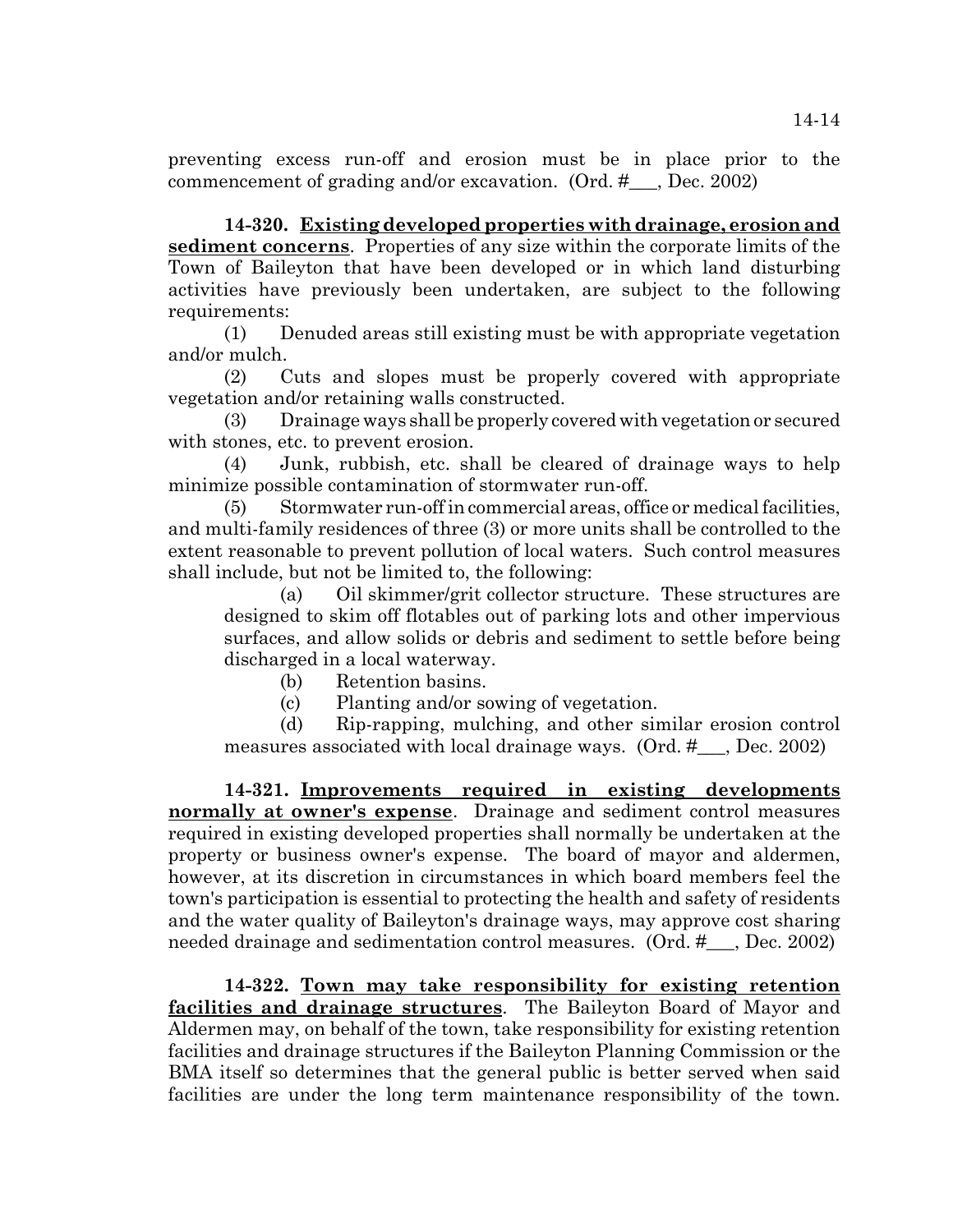preventing excess run-off and erosion must be in place prior to the commencement of grading and/or excavation. (Ord. #___, Dec. 2002)

**14-320. Existing developed properties with drainage, erosion and sediment concerns**. Properties of any size within the corporate limits of the Town of Baileyton that have been developed or in which land disturbing activities have previously been undertaken, are subject to the following requirements:

(1) Denuded areas still existing must be with appropriate vegetation and/or mulch.

(2) Cuts and slopes must be properly covered with appropriate vegetation and/or retaining walls constructed.

(3) Drainage ways shall be properly covered with vegetation or secured with stones, etc. to prevent erosion.

(4) Junk, rubbish, etc. shall be cleared of drainage ways to help minimize possible contamination of stormwater run-off.

(5) Stormwater run-off in commercial areas, office or medical facilities, and multi-family residences of three (3) or more units shall be controlled to the extent reasonable to prevent pollution of local waters. Such control measures shall include, but not be limited to, the following:

(a) Oil skimmer/grit collector structure. These structures are designed to skim off flotables out of parking lots and other impervious surfaces, and allow solids or debris and sediment to settle before being discharged in a local waterway.

(b) Retention basins.

(c) Planting and/or sowing of vegetation.

(d) Rip-rapping, mulching, and other similar erosion control measures associated with local drainage ways. (Ord. #___, Dec. 2002)

**14-321. Improvements required in existing developments normally at owner's expense**. Drainage and sediment control measures required in existing developed properties shall normally be undertaken at the property or business owner's expense. The board of mayor and aldermen, however, at its discretion in circumstances in which board members feel the town's participation is essential to protecting the health and safety of residents and the water quality of Baileyton's drainage ways, may approve cost sharing needed drainage and sedimentation control measures. (Ord. #___, Dec. 2002)

**14-322. Town may take responsibility for existing retention facilities and drainage structures**. The Baileyton Board of Mayor and Aldermen may, on behalf of the town, take responsibility for existing retention facilities and drainage structures if the Baileyton Planning Commission or the BMA itself so determines that the general public is better served when said facilities are under the long term maintenance responsibility of the town.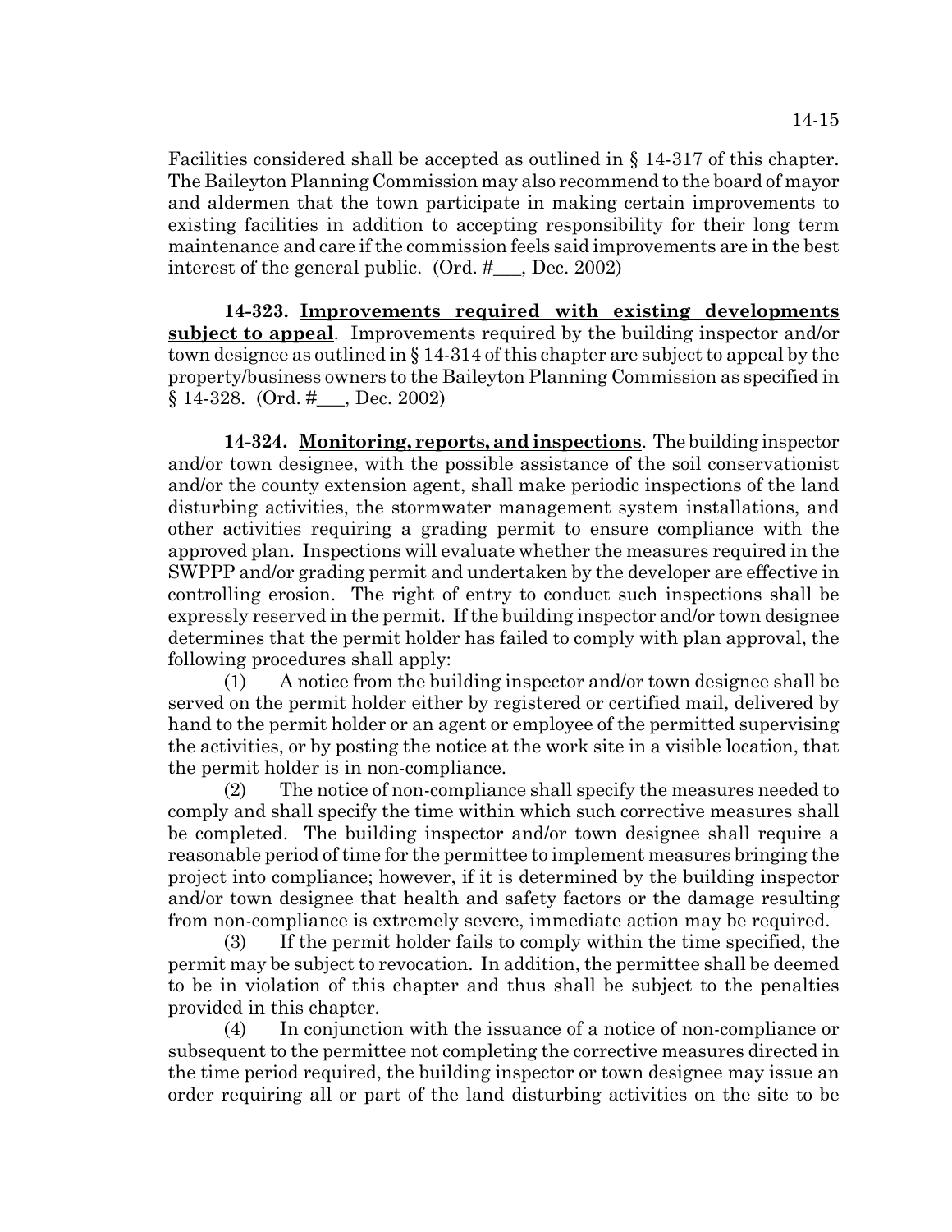Facilities considered shall be accepted as outlined in § 14-317 of this chapter. The Baileyton Planning Commission may also recommend to the board of mayor and aldermen that the town participate in making certain improvements to existing facilities in addition to accepting responsibility for their long term maintenance and care if the commission feels said improvements are in the best interest of the general public. (Ord. #___, Dec. 2002)

**14-323. Improvements required with existing developments subject to appeal**. Improvements required by the building inspector and/or town designee as outlined in § 14-314 of this chapter are subject to appeal by the property/business owners to the Baileyton Planning Commission as specified in § 14-328. (Ord. #___, Dec. 2002)

**14-324. Monitoring, reports, and inspections**. The building inspector and/or town designee, with the possible assistance of the soil conservationist and/or the county extension agent, shall make periodic inspections of the land disturbing activities, the stormwater management system installations, and other activities requiring a grading permit to ensure compliance with the approved plan. Inspections will evaluate whether the measures required in the SWPPP and/or grading permit and undertaken by the developer are effective in controlling erosion. The right of entry to conduct such inspections shall be expressly reserved in the permit. If the building inspector and/or town designee determines that the permit holder has failed to comply with plan approval, the following procedures shall apply:

(1) A notice from the building inspector and/or town designee shall be served on the permit holder either by registered or certified mail, delivered by hand to the permit holder or an agent or employee of the permitted supervising the activities, or by posting the notice at the work site in a visible location, that the permit holder is in non-compliance.

(2) The notice of non-compliance shall specify the measures needed to comply and shall specify the time within which such corrective measures shall be completed. The building inspector and/or town designee shall require a reasonable period of time for the permittee to implement measures bringing the project into compliance; however, if it is determined by the building inspector and/or town designee that health and safety factors or the damage resulting from non-compliance is extremely severe, immediate action may be required.

(3) If the permit holder fails to comply within the time specified, the permit may be subject to revocation. In addition, the permittee shall be deemed to be in violation of this chapter and thus shall be subject to the penalties provided in this chapter.

(4) In conjunction with the issuance of a notice of non-compliance or subsequent to the permittee not completing the corrective measures directed in the time period required, the building inspector or town designee may issue an order requiring all or part of the land disturbing activities on the site to be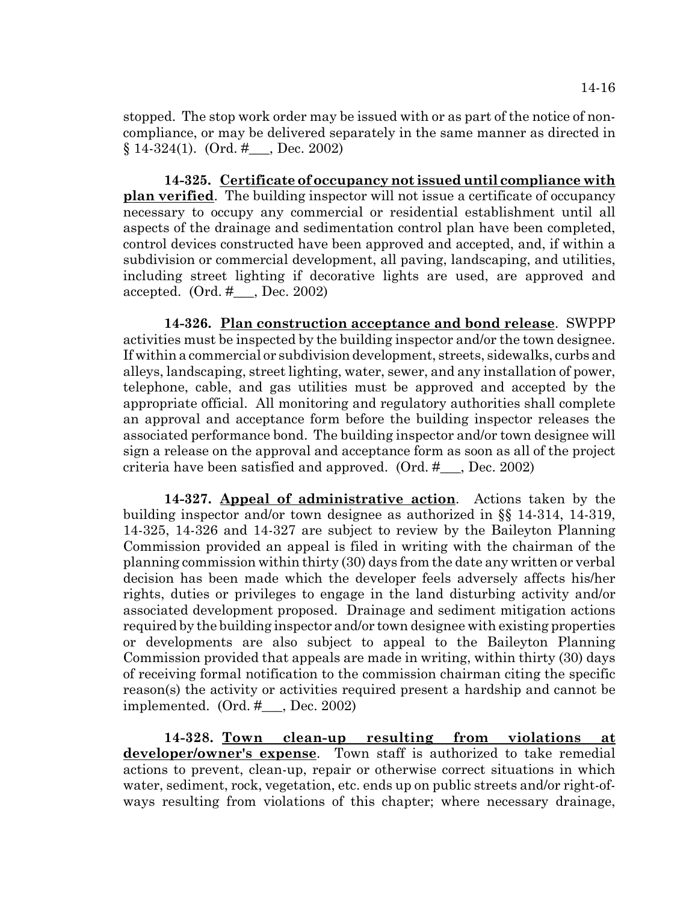stopped. The stop work order may be issued with or as part of the notice of non-compliance, or may be delivered separately in the same manner as directed in § 14-324(1). (Ord. #___, Dec. 2002)

**14-325. Certificate of occupancy not issued until compliance with plan verified**. The building inspector will not issue a certificate of occupancy necessary to occupy any commercial or residential establishment until all aspects of the drainage and sedimentation control plan have been completed, control devices constructed have been approved and accepted, and, if within a subdivision or commercial development, all paving, landscaping, and utilities, including street lighting if decorative lights are used, are approved and accepted. (Ord. #___, Dec. 2002)

**14-326. Plan construction acceptance and bond release**. SWPPP activities must be inspected by the building inspector and/or the town designee. If within a commercial or subdivision development, streets, sidewalks, curbs and alleys, landscaping, street lighting, water, sewer, and any installation of power, telephone, cable, and gas utilities must be approved and accepted by the appropriate official. All monitoring and regulatory authorities shall complete an approval and acceptance form before the building inspector releases the associated performance bond. The building inspector and/or town designee will sign a release on the approval and acceptance form as soon as all of the project criteria have been satisfied and approved. (Ord. #___, Dec. 2002)

**14-327. Appeal of administrative action**. Actions taken by the building inspector and/or town designee as authorized in §§ 14-314, 14-319, 14-325, 14-326 and 14-327 are subject to review by the Baileyton Planning Commission provided an appeal is filed in writing with the chairman of the planning commission within thirty (30) days from the date any written or verbal decision has been made which the developer feels adversely affects his/her rights, duties or privileges to engage in the land disturbing activity and/or associated development proposed. Drainage and sediment mitigation actions required by the building inspector and/or town designee with existing properties or developments are also subject to appeal to the Baileyton Planning Commission provided that appeals are made in writing, within thirty (30) days of receiving formal notification to the commission chairman citing the specific reason(s) the activity or activities required present a hardship and cannot be implemented. (Ord. #___, Dec. 2002)

**14-328. Town clean-up resulting from violations at developer/owner's expense**. Town staff is authorized to take remedial actions to prevent, clean-up, repair or otherwise correct situations in which water, sediment, rock, vegetation, etc. ends up on public streets and/or right-of-ways resulting from violations of this chapter; where necessary drainage,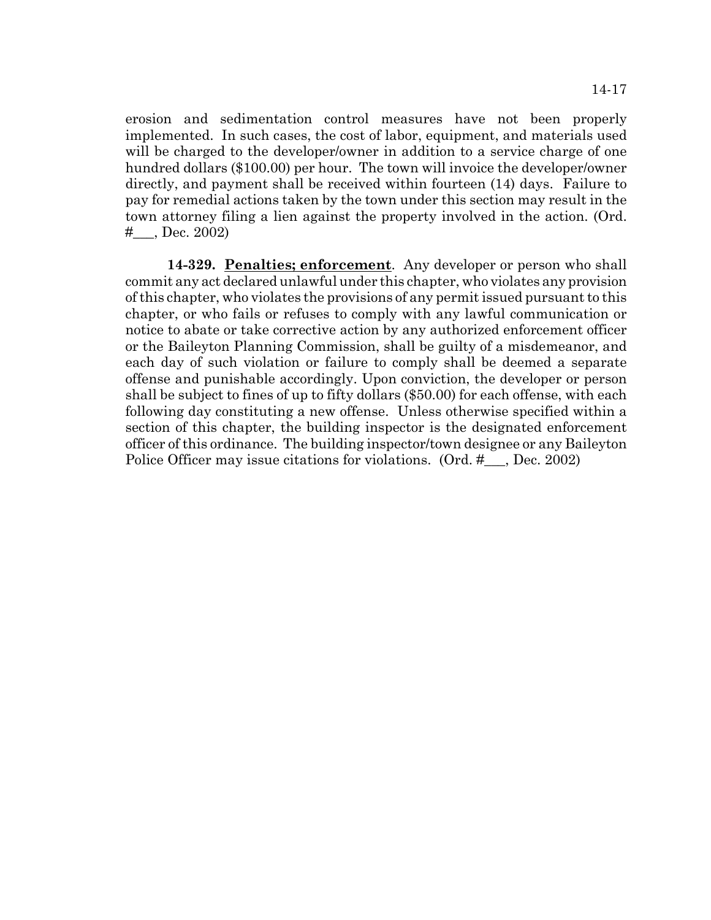erosion and sedimentation control measures have not been properly implemented. In such cases, the cost of labor, equipment, and materials used will be charged to the developer/owner in addition to a service charge of one hundred dollars ($100.00) per hour. The town will invoice the developer/owner directly, and payment shall be received within fourteen (14) days. Failure to pay for remedial actions taken by the town under this section may result in the town attorney filing a lien against the property involved in the action. (Ord. #___, Dec. 2002)

**14-329. Penalties; enforcement**. Any developer or person who shall commit any act declared unlawful under this chapter, who violates any provision of this chapter, who violates the provisions of any permit issued pursuant to this chapter, or who fails or refuses to comply with any lawful communication or notice to abate or take corrective action by any authorized enforcement officer or the Baileyton Planning Commission, shall be guilty of a misdemeanor, and each day of such violation or failure to comply shall be deemed a separate offense and punishable accordingly. Upon conviction, the developer or person shall be subject to fines of up to fifty dollars ($50.00) for each offense, with each following day constituting a new offense. Unless otherwise specified within a section of this chapter, the building inspector is the designated enforcement officer of this ordinance. The building inspector/town designee or any Baileyton Police Officer may issue citations for violations. (Ord. #___, Dec. 2002)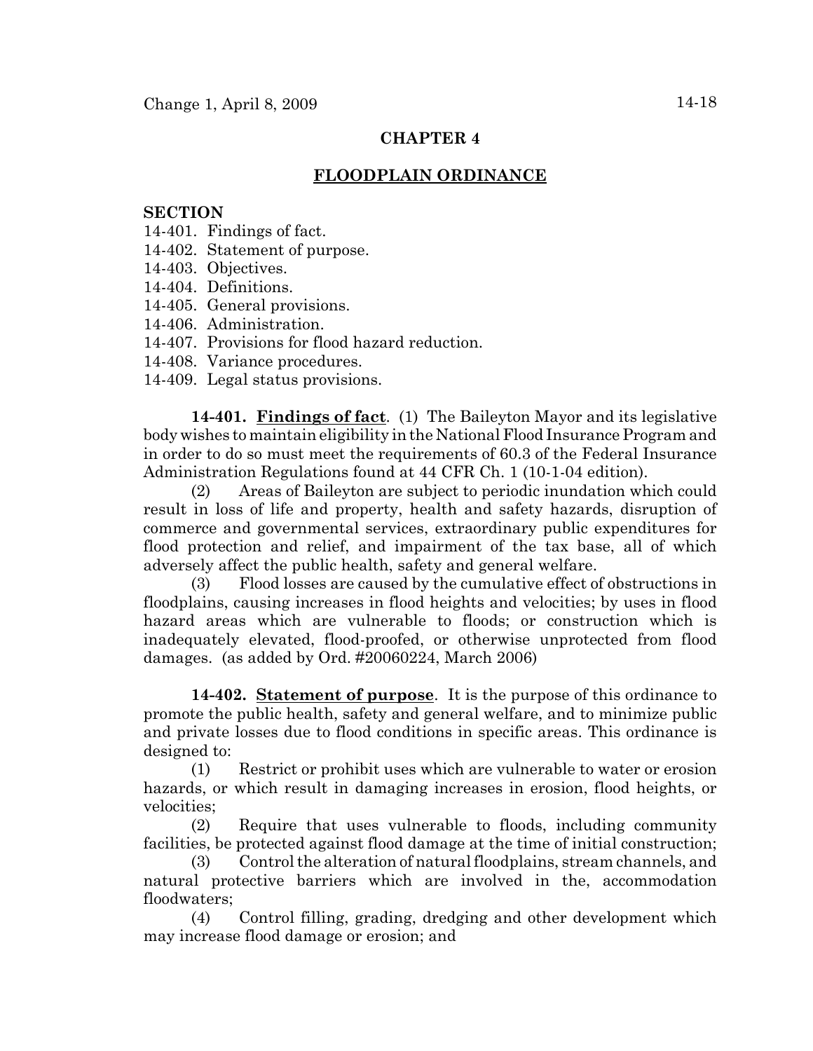# CHAPTER 4

## FLOODPLAIN ORDINANCE

**SECTION**

14-401. Findings of fact.
14-402. Statement of purpose.
14-403. Objectives.
14-404. Definitions.
14-405. General provisions.
14-406. Administration.
14-407. Provisions for flood hazard reduction.
14-408. Variance procedures.
14-409. Legal status provisions.

**14-401. Findings of fact**. (1) The Baileyton Mayor and its legislative body wishes to maintain eligibility in the National Flood Insurance Program and in order to do so must meet the requirements of 60.3 of the Federal Insurance Administration Regulations found at 44 CFR Ch. 1 (10-1-04 edition).

(2) Areas of Baileyton are subject to periodic inundation which could result in loss of life and property, health and safety hazards, disruption of commerce and governmental services, extraordinary public expenditures for flood protection and relief, and impairment of the tax base, all of which adversely affect the public health, safety and general welfare.

(3) Flood losses are caused by the cumulative effect of obstructions in floodplains, causing increases in flood heights and velocities; by uses in flood hazard areas which are vulnerable to floods; or construction which is inadequately elevated, flood-proofed, or otherwise unprotected from flood damages. (as added by Ord. #20060224, March 2006)

**14-402. Statement of purpose**. It is the purpose of this ordinance to promote the public health, safety and general welfare, and to minimize public and private losses due to flood conditions in specific areas. This ordinance is designed to:

(1) Restrict or prohibit uses which are vulnerable to water or erosion hazards, or which result in damaging increases in erosion, flood heights, or velocities;

(2) Require that uses vulnerable to floods, including community facilities, be protected against flood damage at the time of initial construction;

(3) Control the alteration of natural floodplains, stream channels, and natural protective barriers which are involved in the, accommodation floodwaters;

(4) Control filling, grading, dredging and other development which may increase flood damage or erosion; and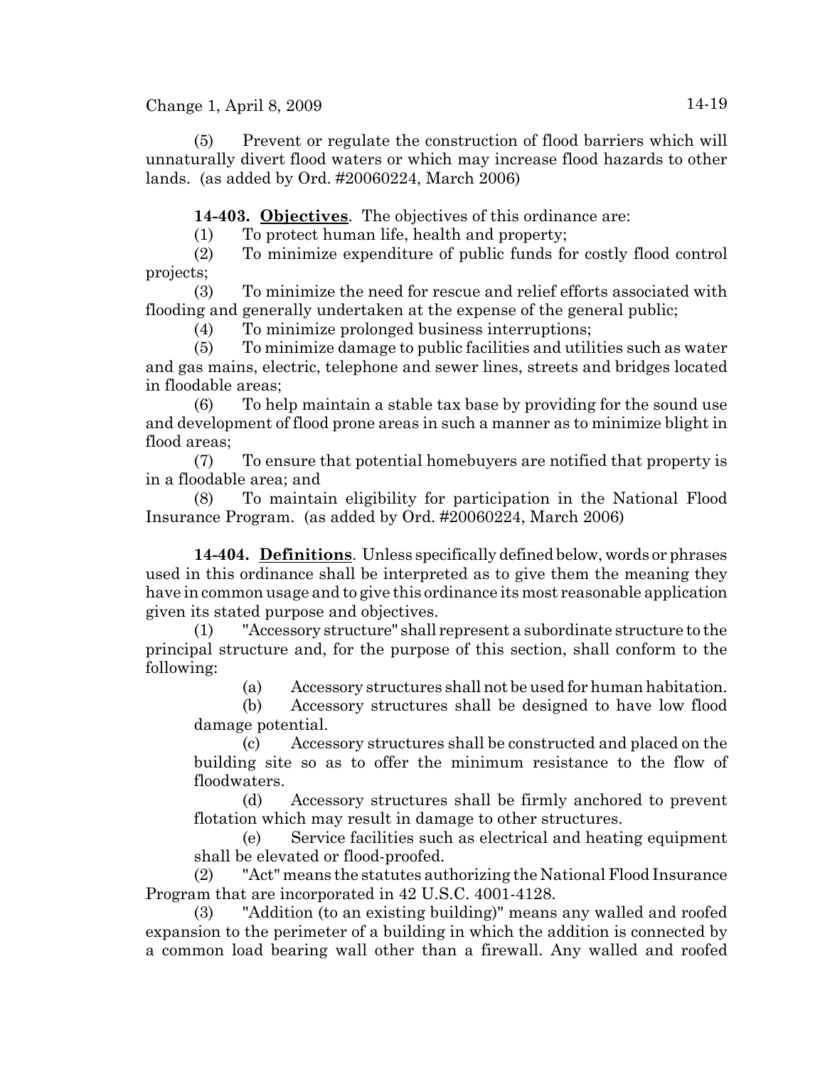(5) Prevent or regulate the construction of flood barriers which will unnaturally divert flood waters or which may increase flood hazards to other lands. (as added by Ord. #20060224, March 2006)

**14-403. Objectives**. The objectives of this ordinance are:

(1) To protect human life, health and property;

(2) To minimize expenditure of public funds for costly flood control projects;

(3) To minimize the need for rescue and relief efforts associated with flooding and generally undertaken at the expense of the general public;

(4) To minimize prolonged business interruptions;

(5) To minimize damage to public facilities and utilities such as water and gas mains, electric, telephone and sewer lines, streets and bridges located in floodable areas;

(6) To help maintain a stable tax base by providing for the sound use and development of flood prone areas in such a manner as to minimize blight in flood areas;

(7) To ensure that potential homebuyers are notified that property is in a floodable area; and

(8) To maintain eligibility for participation in the National Flood Insurance Program. (as added by Ord. #20060224, March 2006)

**14-404. Definitions**. Unless specifically defined below, words or phrases used in this ordinance shall be interpreted as to give them the meaning they have in common usage and to give this ordinance its most reasonable application given its stated purpose and objectives.

(1) "Accessory structure" shall represent a subordinate structure to the principal structure and, for the purpose of this section, shall conform to the following:

(a) Accessory structures shall not be used for human habitation.

(b) Accessory structures shall be designed to have low flood damage potential.

(c) Accessory structures shall be constructed and placed on the building site so as to offer the minimum resistance to the flow of floodwaters.

(d) Accessory structures shall be firmly anchored to prevent flotation which may result in damage to other structures.

(e) Service facilities such as electrical and heating equipment shall be elevated or flood-proofed.

(2) "Act" means the statutes authorizing the National Flood Insurance Program that are incorporated in 42 U.S.C. 4001-4128.

(3) "Addition (to an existing building)" means any walled and roofed expansion to the perimeter of a building in which the addition is connected by a common load bearing wall other than a firewall. Any walled and roofed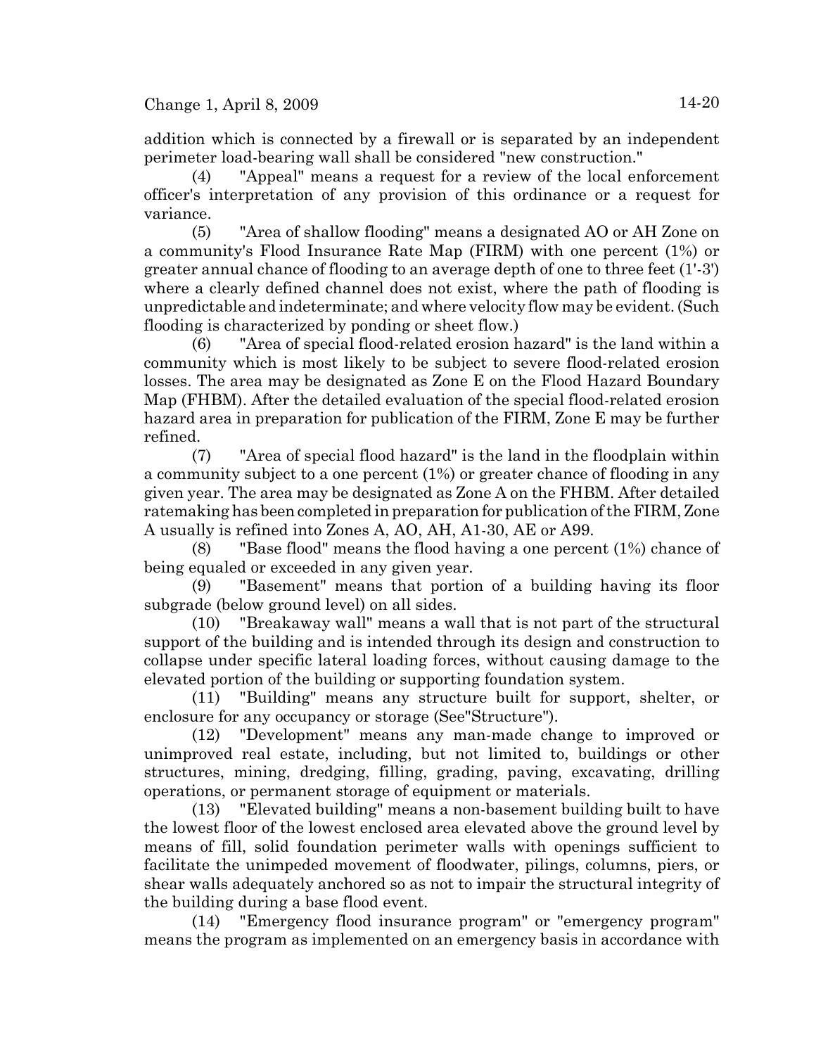addition which is connected by a firewall or is separated by an independent perimeter load-bearing wall shall be considered "new construction."

(4) "Appeal" means a request for a review of the local enforcement officer's interpretation of any provision of this ordinance or a request for variance.

(5) "Area of shallow flooding" means a designated AO or AH Zone on a community's Flood Insurance Rate Map (FIRM) with one percent (1%) or greater annual chance of flooding to an average depth of one to three feet (1'-3') where a clearly defined channel does not exist, where the path of flooding is unpredictable and indeterminate; and where velocity flow may be evident. (Such flooding is characterized by ponding or sheet flow.)

(6) "Area of special flood-related erosion hazard" is the land within a community which is most likely to be subject to severe flood-related erosion losses. The area may be designated as Zone E on the Flood Hazard Boundary Map (FHBM). After the detailed evaluation of the special flood-related erosion hazard area in preparation for publication of the FIRM, Zone E may be further refined.

(7) "Area of special flood hazard" is the land in the floodplain within a community subject to a one percent (1%) or greater chance of flooding in any given year. The area may be designated as Zone A on the FHBM. After detailed ratemaking has been completed in preparation for publication of the FIRM, Zone A usually is refined into Zones A, AO, AH, A1-30, AE or A99.

(8) "Base flood" means the flood having a one percent (1%) chance of being equaled or exceeded in any given year.

(9) "Basement" means that portion of a building having its floor subgrade (below ground level) on all sides.

(10) "Breakaway wall" means a wall that is not part of the structural support of the building and is intended through its design and construction to collapse under specific lateral loading forces, without causing damage to the elevated portion of the building or supporting foundation system.

(11) "Building" means any structure built for support, shelter, or enclosure for any occupancy or storage (See"Structure").

(12) "Development" means any man-made change to improved or unimproved real estate, including, but not limited to, buildings or other structures, mining, dredging, filling, grading, paving, excavating, drilling operations, or permanent storage of equipment or materials.

(13) "Elevated building" means a non-basement building built to have the lowest floor of the lowest enclosed area elevated above the ground level by means of fill, solid foundation perimeter walls with openings sufficient to facilitate the unimpeded movement of floodwater, pilings, columns, piers, or shear walls adequately anchored so as not to impair the structural integrity of the building during a base flood event.

(14) "Emergency flood insurance program" or "emergency program" means the program as implemented on an emergency basis in accordance with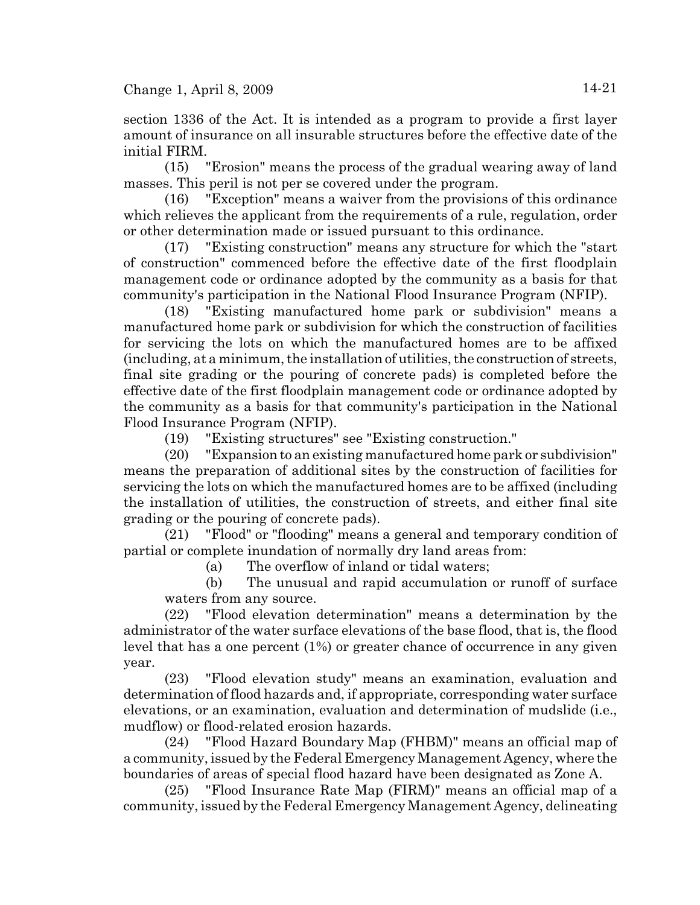section 1336 of the Act. It is intended as a program to provide a first layer amount of insurance on all insurable structures before the effective date of the initial FIRM.

(15) "Erosion" means the process of the gradual wearing away of land masses. This peril is not per se covered under the program.

(16) "Exception" means a waiver from the provisions of this ordinance which relieves the applicant from the requirements of a rule, regulation, order or other determination made or issued pursuant to this ordinance.

(17) "Existing construction" means any structure for which the "start of construction" commenced before the effective date of the first floodplain management code or ordinance adopted by the community as a basis for that community's participation in the National Flood Insurance Program (NFIP).

(18) "Existing manufactured home park or subdivision" means a manufactured home park or subdivision for which the construction of facilities for servicing the lots on which the manufactured homes are to be affixed (including, at a minimum, the installation of utilities, the construction of streets, final site grading or the pouring of concrete pads) is completed before the effective date of the first floodplain management code or ordinance adopted by the community as a basis for that community's participation in the National Flood Insurance Program (NFIP).

(19) "Existing structures" see "Existing construction."

(20) "Expansion to an existing manufactured home park or subdivision" means the preparation of additional sites by the construction of facilities for servicing the lots on which the manufactured homes are to be affixed (including the installation of utilities, the construction of streets, and either final site grading or the pouring of concrete pads).

(21) "Flood" or "flooding" means a general and temporary condition of partial or complete inundation of normally dry land areas from:

(a) The overflow of inland or tidal waters;

(b) The unusual and rapid accumulation or runoff of surface waters from any source.

(22) "Flood elevation determination" means a determination by the administrator of the water surface elevations of the base flood, that is, the flood level that has a one percent (1%) or greater chance of occurrence in any given year.

(23) "Flood elevation study" means an examination, evaluation and determination of flood hazards and, if appropriate, corresponding water surface elevations, or an examination, evaluation and determination of mudslide (i.e., mudflow) or flood-related erosion hazards.

(24) "Flood Hazard Boundary Map (FHBM)" means an official map of a community, issued by the Federal Emergency Management Agency, where the boundaries of areas of special flood hazard have been designated as Zone A.

(25) "Flood Insurance Rate Map (FIRM)" means an official map of a community, issued by the Federal Emergency Management Agency, delineating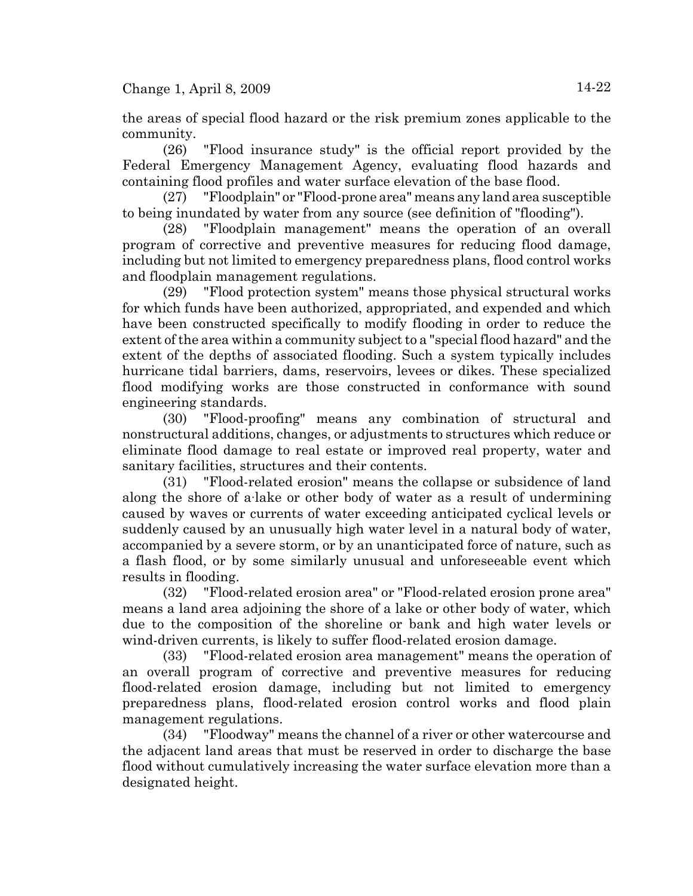the areas of special flood hazard or the risk premium zones applicable to the community.

(26) "Flood insurance study" is the official report provided by the Federal Emergency Management Agency, evaluating flood hazards and containing flood profiles and water surface elevation of the base flood.

(27) "Floodplain" or "Flood-prone area" means any land area susceptible to being inundated by water from any source (see definition of "flooding").

(28) "Floodplain management" means the operation of an overall program of corrective and preventive measures for reducing flood damage, including but not limited to emergency preparedness plans, flood control works and floodplain management regulations.

(29) "Flood protection system" means those physical structural works for which funds have been authorized, appropriated, and expended and which have been constructed specifically to modify flooding in order to reduce the extent of the area within a community subject to a "special flood hazard" and the extent of the depths of associated flooding. Such a system typically includes hurricane tidal barriers, dams, reservoirs, levees or dikes. These specialized flood modifying works are those constructed in conformance with sound engineering standards.

(30) "Flood-proofing" means any combination of structural and nonstructural additions, changes, or adjustments to structures which reduce or eliminate flood damage to real estate or improved real property, water and sanitary facilities, structures and their contents.

(31) "Flood-related erosion" means the collapse or subsidence of land along the shore of a lake or other body of water as a result of undermining caused by waves or currents of water exceeding anticipated cyclical levels or suddenly caused by an unusually high water level in a natural body of water, accompanied by a severe storm, or by an unanticipated force of nature, such as a flash flood, or by some similarly unusual and unforeseeable event which results in flooding.

(32) "Flood-related erosion area" or "Flood-related erosion prone area" means a land area adjoining the shore of a lake or other body of water, which due to the composition of the shoreline or bank and high water levels or wind-driven currents, is likely to suffer flood-related erosion damage.

(33) "Flood-related erosion area management" means the operation of an overall program of corrective and preventive measures for reducing flood-related erosion damage, including but not limited to emergency preparedness plans, flood-related erosion control works and flood plain management regulations.

(34) "Floodway" means the channel of a river or other watercourse and the adjacent land areas that must be reserved in order to discharge the base flood without cumulatively increasing the water surface elevation more than a designated height.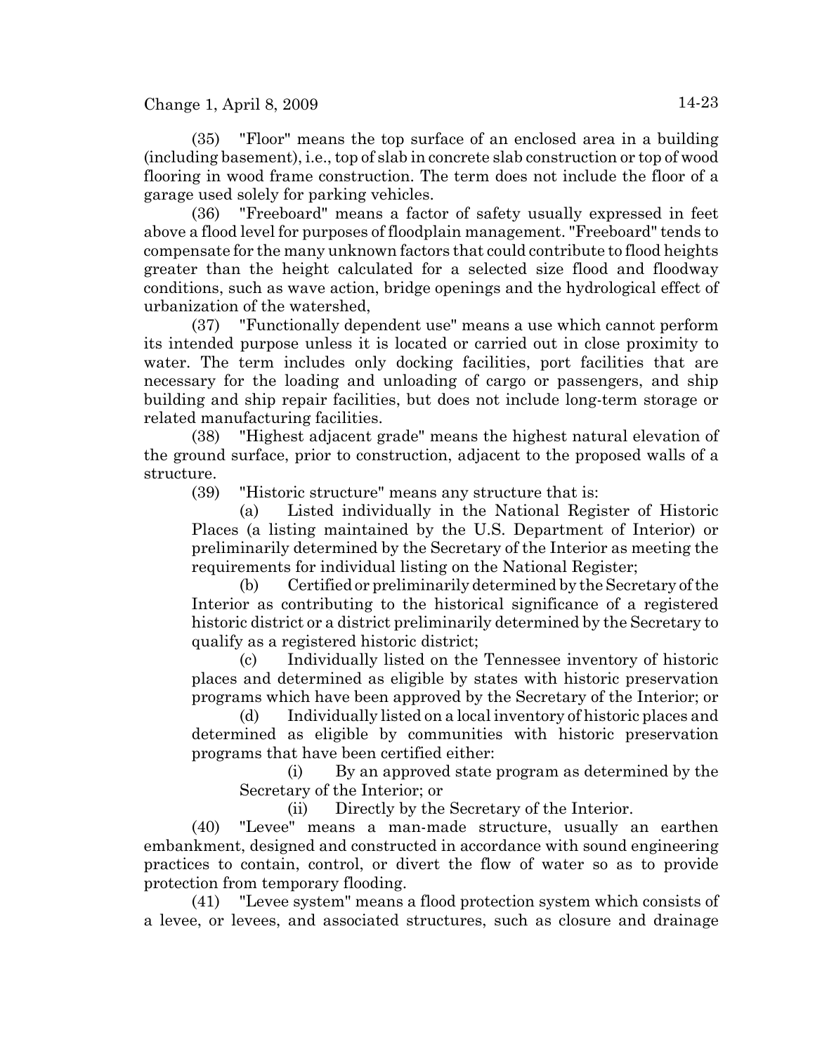(35) "Floor" means the top surface of an enclosed area in a building (including basement), i.e., top of slab in concrete slab construction or top of wood flooring in wood frame construction. The term does not include the floor of a garage used solely for parking vehicles.

(36) "Freeboard" means a factor of safety usually expressed in feet above a flood level for purposes of floodplain management. "Freeboard" tends to compensate for the many unknown factors that could contribute to flood heights greater than the height calculated for a selected size flood and floodway conditions, such as wave action, bridge openings and the hydrological effect of urbanization of the watershed,

(37) "Functionally dependent use" means a use which cannot perform its intended purpose unless it is located or carried out in close proximity to water. The term includes only docking facilities, port facilities that are necessary for the loading and unloading of cargo or passengers, and ship building and ship repair facilities, but does not include long-term storage or related manufacturing facilities.

(38) "Highest adjacent grade" means the highest natural elevation of the ground surface, prior to construction, adjacent to the proposed walls of a structure.

(39) "Historic structure" means any structure that is:

(a) Listed individually in the National Register of Historic Places (a listing maintained by the U.S. Department of Interior) or preliminarily determined by the Secretary of the Interior as meeting the requirements for individual listing on the National Register;

(b) Certified or preliminarily determined by the Secretary of the Interior as contributing to the historical significance of a registered historic district or a district preliminarily determined by the Secretary to qualify as a registered historic district;

(c) Individually listed on the Tennessee inventory of historic places and determined as eligible by states with historic preservation programs which have been approved by the Secretary of the Interior; or

(d) Individually listed on a local inventory of historic places and determined as eligible by communities with historic preservation programs that have been certified either:

(i) By an approved state program as determined by the Secretary of the Interior; or

(ii) Directly by the Secretary of the Interior.

(40) "Levee" means a man-made structure, usually an earthen embankment, designed and constructed in accordance with sound engineering practices to contain, control, or divert the flow of water so as to provide protection from temporary flooding.

(41) "Levee system" means a flood protection system which consists of a levee, or levees, and associated structures, such as closure and drainage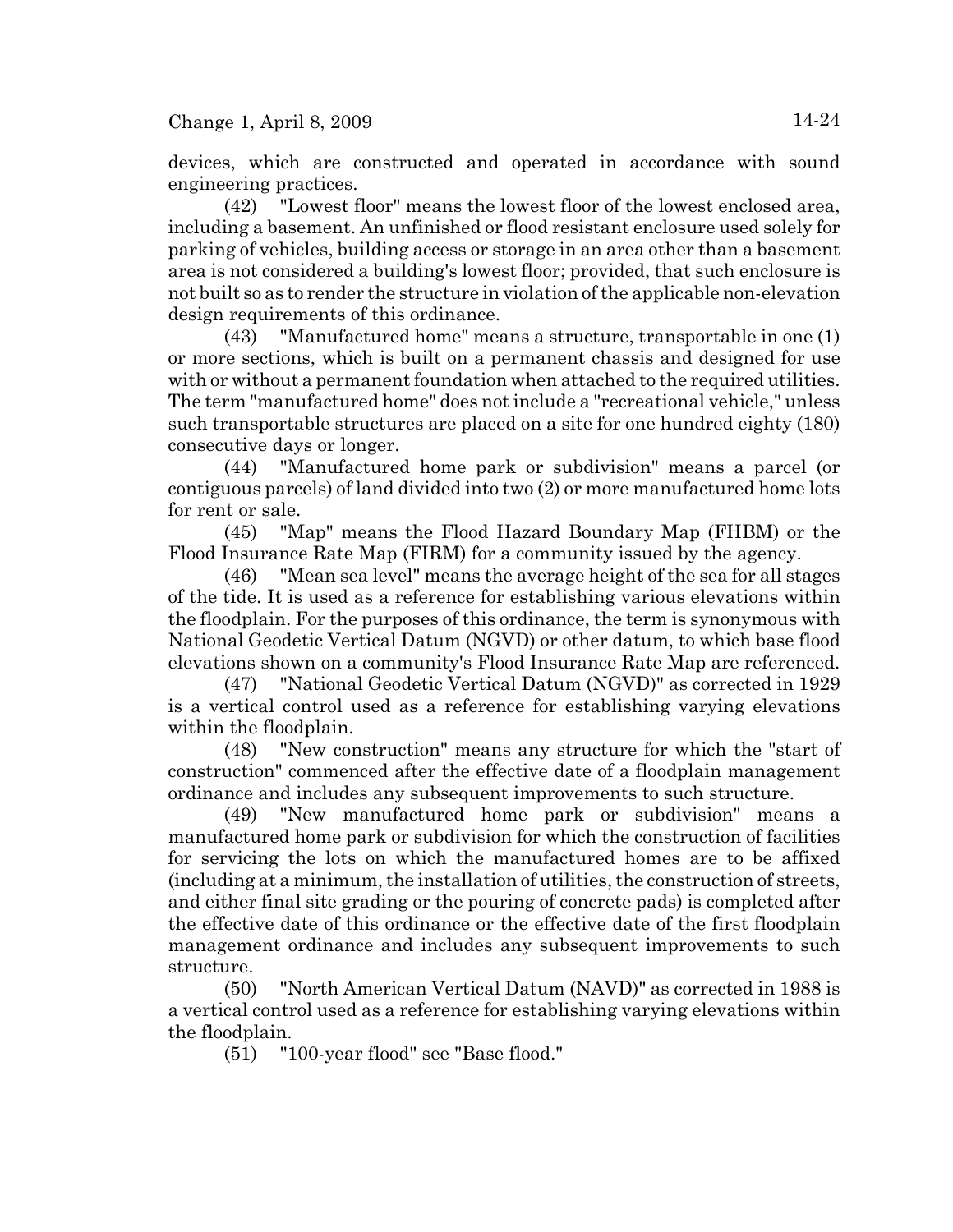devices, which are constructed and operated in accordance with sound engineering practices.

(42) "Lowest floor" means the lowest floor of the lowest enclosed area, including a basement. An unfinished or flood resistant enclosure used solely for parking of vehicles, building access or storage in an area other than a basement area is not considered a building's lowest floor; provided, that such enclosure is not built so as to render the structure in violation of the applicable non-elevation design requirements of this ordinance.

(43) "Manufactured home" means a structure, transportable in one (1) or more sections, which is built on a permanent chassis and designed for use with or without a permanent foundation when attached to the required utilities. The term "manufactured home" does not include a "recreational vehicle," unless such transportable structures are placed on a site for one hundred eighty (180) consecutive days or longer.

(44) "Manufactured home park or subdivision" means a parcel (or contiguous parcels) of land divided into two (2) or more manufactured home lots for rent or sale.

(45) "Map" means the Flood Hazard Boundary Map (FHBM) or the Flood Insurance Rate Map (FIRM) for a community issued by the agency.

(46) "Mean sea level" means the average height of the sea for all stages of the tide. It is used as a reference for establishing various elevations within the floodplain. For the purposes of this ordinance, the term is synonymous with National Geodetic Vertical Datum (NGVD) or other datum, to which base flood elevations shown on a community's Flood Insurance Rate Map are referenced.

(47) "National Geodetic Vertical Datum (NGVD)" as corrected in 1929 is a vertical control used as a reference for establishing varying elevations within the floodplain.

(48) "New construction" means any structure for which the "start of construction" commenced after the effective date of a floodplain management ordinance and includes any subsequent improvements to such structure.

(49) "New manufactured home park or subdivision" means a manufactured home park or subdivision for which the construction of facilities for servicing the lots on which the manufactured homes are to be affixed (including at a minimum, the installation of utilities, the construction of streets, and either final site grading or the pouring of concrete pads) is completed after the effective date of this ordinance or the effective date of the first floodplain management ordinance and includes any subsequent improvements to such structure.

(50) "North American Vertical Datum (NAVD)" as corrected in 1988 is a vertical control used as a reference for establishing varying elevations within the floodplain.

(51) "100-year flood" see "Base flood."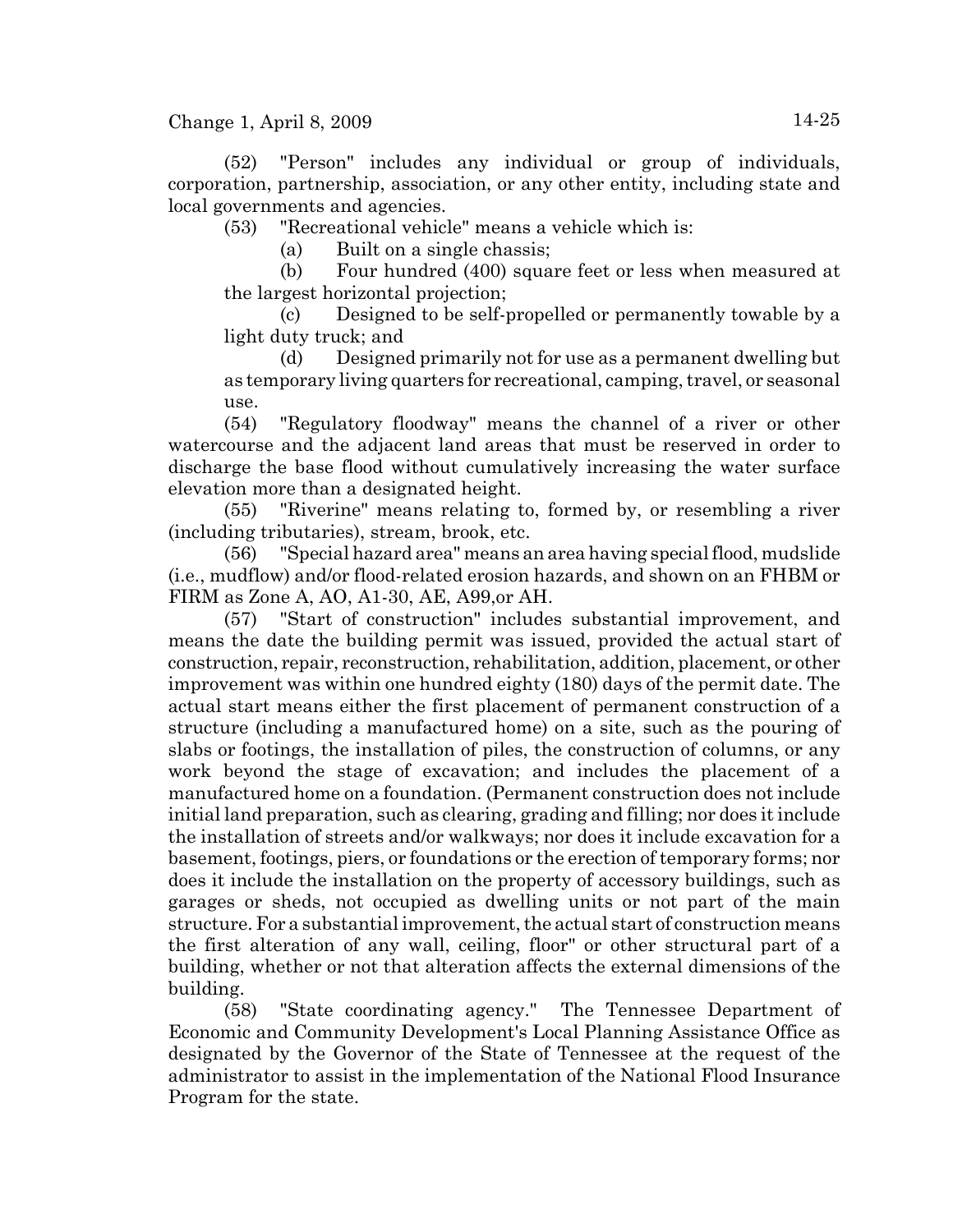(52) "Person" includes any individual or group of individuals, corporation, partnership, association, or any other entity, including state and local governments and agencies.

(53) "Recreational vehicle" means a vehicle which is:

(a) Built on a single chassis;

(b) Four hundred (400) square feet or less when measured at the largest horizontal projection;

(c) Designed to be self-propelled or permanently towable by a light duty truck; and

(d) Designed primarily not for use as a permanent dwelling but as temporary living quarters for recreational, camping, travel, or seasonal use.

(54) "Regulatory floodway" means the channel of a river or other watercourse and the adjacent land areas that must be reserved in order to discharge the base flood without cumulatively increasing the water surface elevation more than a designated height.

(55) "Riverine" means relating to, formed by, or resembling a river (including tributaries), stream, brook, etc.

(56) "Special hazard area" means an area having special flood, mudslide (i.e., mudflow) and/or flood-related erosion hazards, and shown on an FHBM or FIRM as Zone A, AO, A1-30, AE, A99,or AH.

(57) "Start of construction" includes substantial improvement, and means the date the building permit was issued, provided the actual start of construction, repair, reconstruction, rehabilitation, addition, placement, or other improvement was within one hundred eighty (180) days of the permit date. The actual start means either the first placement of permanent construction of a structure (including a manufactured home) on a site, such as the pouring of slabs or footings, the installation of piles, the construction of columns, or any work beyond the stage of excavation; and includes the placement of a manufactured home on a foundation. (Permanent construction does not include initial land preparation, such as clearing, grading and filling; nor does it include the installation of streets and/or walkways; nor does it include excavation for a basement, footings, piers, or foundations or the erection of temporary forms; nor does it include the installation on the property of accessory buildings, such as garages or sheds, not occupied as dwelling units or not part of the main structure. For a substantial improvement, the actual start of construction means the first alteration of any wall, ceiling, floor" or other structural part of a building, whether or not that alteration affects the external dimensions of the building.

(58) "State coordinating agency." The Tennessee Department of Economic and Community Development's Local Planning Assistance Office as designated by the Governor of the State of Tennessee at the request of the administrator to assist in the implementation of the National Flood Insurance Program for the state.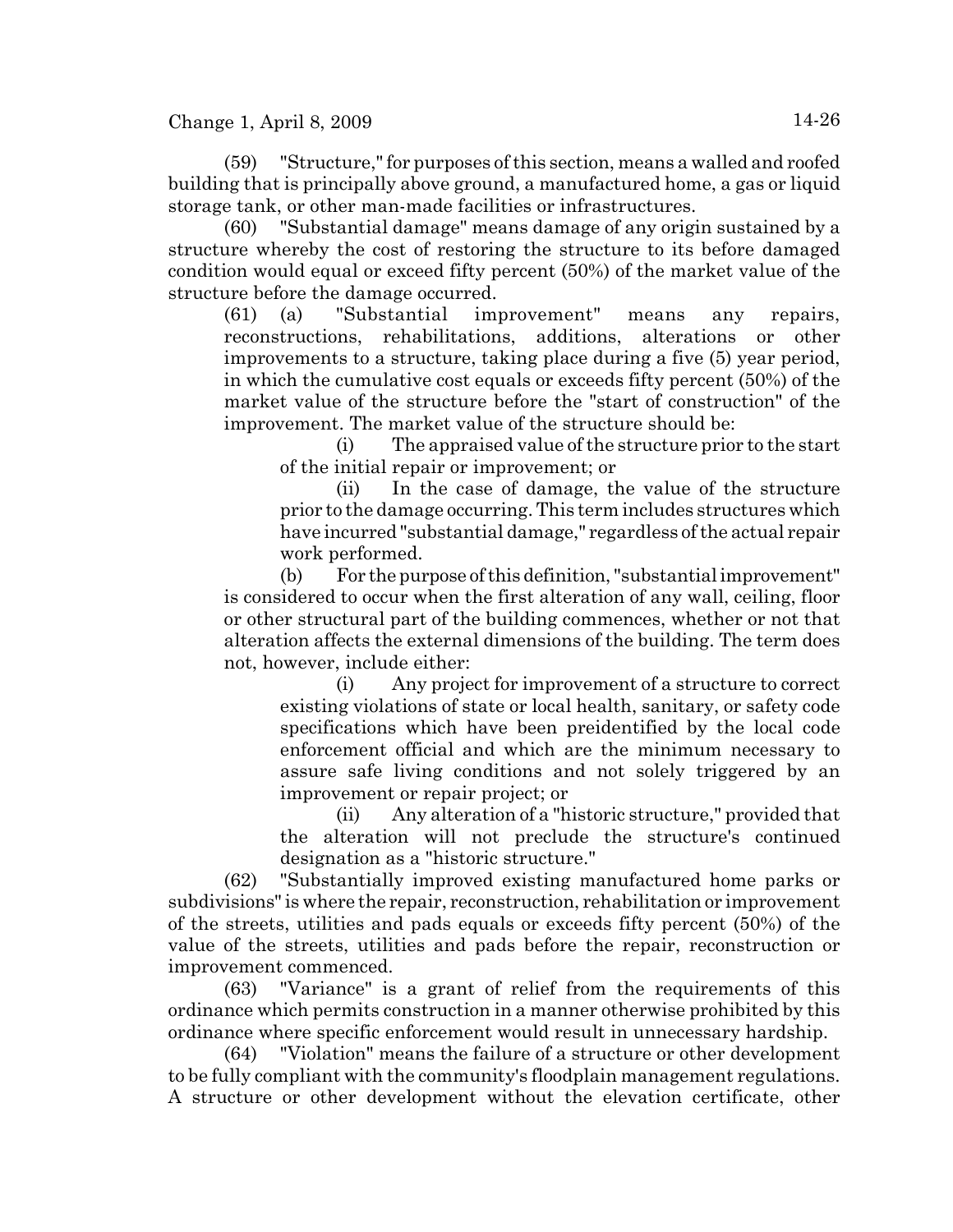(59) "Structure," for purposes of this section, means a walled and roofed building that is principally above ground, a manufactured home, a gas or liquid storage tank, or other man-made facilities or infrastructures.

(60) "Substantial damage" means damage of any origin sustained by a structure whereby the cost of restoring the structure to its before damaged condition would equal or exceed fifty percent (50%) of the market value of the structure before the damage occurred.

(61) (a) "Substantial improvement" means any repairs, reconstructions, rehabilitations, additions, alterations or other improvements to a structure, taking place during a five (5) year period, in which the cumulative cost equals or exceeds fifty percent (50%) of the market value of the structure before the "start of construction" of the improvement. The market value of the structure should be:

(i) The appraised value of the structure prior to the start of the initial repair or improvement; or

(ii) In the case of damage, the value of the structure prior to the damage occurring. This term includes structures which have incurred "substantial damage," regardless of the actual repair work performed.

(b) For the purpose of this definition, "substantial improvement" is considered to occur when the first alteration of any wall, ceiling, floor or other structural part of the building commences, whether or not that alteration affects the external dimensions of the building. The term does not, however, include either:

(i) Any project for improvement of a structure to correct existing violations of state or local health, sanitary, or safety code specifications which have been preidentified by the local code enforcement official and which are the minimum necessary to assure safe living conditions and not solely triggered by an improvement or repair project; or

(ii) Any alteration of a "historic structure," provided that the alteration will not preclude the structure's continued designation as a "historic structure."

(62) "Substantially improved existing manufactured home parks or subdivisions" is where the repair, reconstruction, rehabilitation or improvement of the streets, utilities and pads equals or exceeds fifty percent (50%) of the value of the streets, utilities and pads before the repair, reconstruction or improvement commenced.

(63) "Variance" is a grant of relief from the requirements of this ordinance which permits construction in a manner otherwise prohibited by this ordinance where specific enforcement would result in unnecessary hardship.

(64) "Violation" means the failure of a structure or other development to be fully compliant with the community's floodplain management regulations. A structure or other development without the elevation certificate, other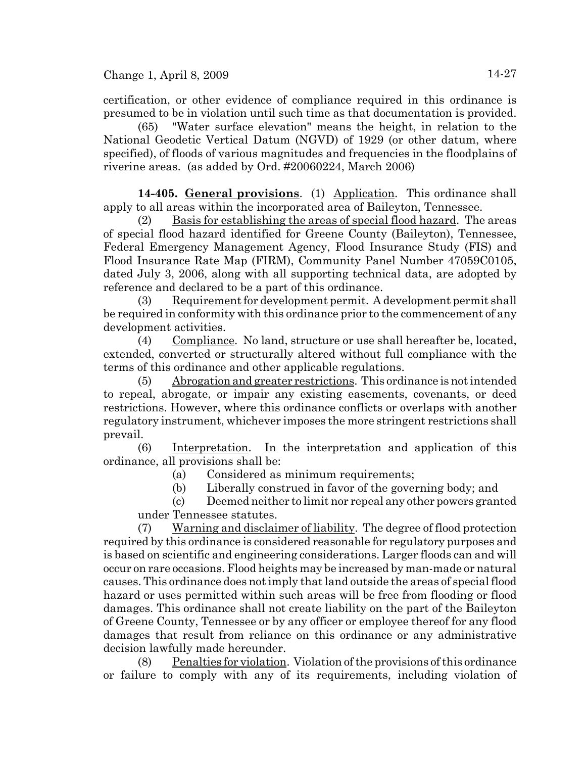certification, or other evidence of compliance required in this ordinance is presumed to be in violation until such time as that documentation is provided.

(65) "Water surface elevation" means the height, in relation to the National Geodetic Vertical Datum (NGVD) of 1929 (or other datum, where specified), of floods of various magnitudes and frequencies in the floodplains of riverine areas. (as added by Ord. #20060224, March 2006)

**14-405. General provisions**. (1) Application. This ordinance shall apply to all areas within the incorporated area of Baileyton, Tennessee.

(2) Basis for establishing the areas of special flood hazard. The areas of special flood hazard identified for Greene County (Baileyton), Tennessee, Federal Emergency Management Agency, Flood Insurance Study (FIS) and Flood Insurance Rate Map (FIRM), Community Panel Number 47059C0105, dated July 3, 2006, along with all supporting technical data, are adopted by reference and declared to be a part of this ordinance.

(3) Requirement for development permit. A development permit shall be required in conformity with this ordinance prior to the commencement of any development activities.

(4) Compliance. No land, structure or use shall hereafter be, located, extended, converted or structurally altered without full compliance with the terms of this ordinance and other applicable regulations.

(5) Abrogation and greater restrictions. This ordinance is not intended to repeal, abrogate, or impair any existing easements, covenants, or deed restrictions. However, where this ordinance conflicts or overlaps with another regulatory instrument, whichever imposes the more stringent restrictions shall prevail.

(6) Interpretation. In the interpretation and application of this ordinance, all provisions shall be:

(a) Considered as minimum requirements;

(b) Liberally construed in favor of the governing body; and

(c) Deemed neither to limit nor repeal any other powers granted under Tennessee statutes.

(7) Warning and disclaimer of liability. The degree of flood protection required by this ordinance is considered reasonable for regulatory purposes and is based on scientific and engineering considerations. Larger floods can and will occur on rare occasions. Flood heights may be increased by man-made or natural causes. This ordinance does not imply that land outside the areas of special flood hazard or uses permitted within such areas will be free from flooding or flood damages. This ordinance shall not create liability on the part of the Baileyton of Greene County, Tennessee or by any officer or employee thereof for any flood damages that result from reliance on this ordinance or any administrative decision lawfully made hereunder.

(8) Penalties for violation. Violation of the provisions of this ordinance or failure to comply with any of its requirements, including violation of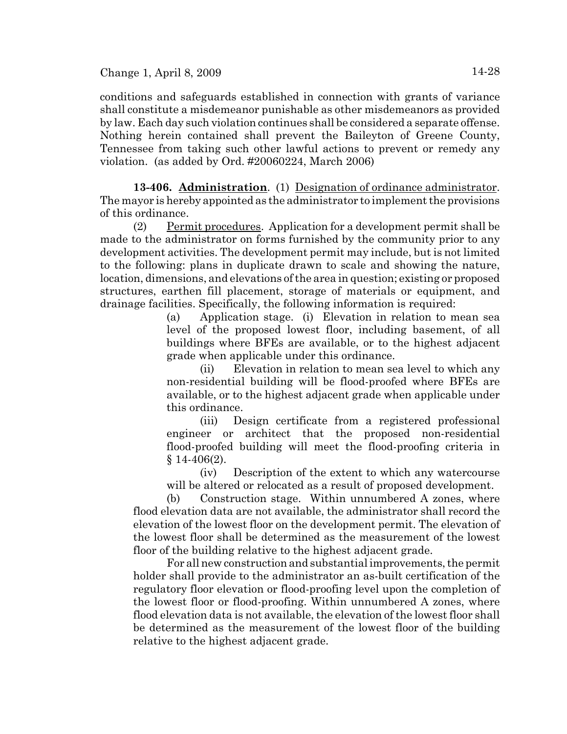conditions and safeguards established in connection with grants of variance shall constitute a misdemeanor punishable as other misdemeanors as provided by law. Each day such violation continues shall be considered a separate offense. Nothing herein contained shall prevent the Baileyton of Greene County, Tennessee from taking such other lawful actions to prevent or remedy any violation. (as added by Ord. #20060224, March 2006)

**13-406. Administration**. (1) Designation of ordinance administrator. The mayor is hereby appointed as the administrator to implement the provisions of this ordinance.

(2) Permit procedures. Application for a development permit shall be made to the administrator on forms furnished by the community prior to any development activities. The development permit may include, but is not limited to the following: plans in duplicate drawn to scale and showing the nature, location, dimensions, and elevations of the area in question; existing or proposed structures, earthen fill placement, storage of materials or equipment, and drainage facilities. Specifically, the following information is required:

(a) Application stage. (i) Elevation in relation to mean sea level of the proposed lowest floor, including basement, of all buildings where BFEs are available, or to the highest adjacent grade when applicable under this ordinance.

(ii) Elevation in relation to mean sea level to which any non-residential building will be flood-proofed where BFEs are available, or to the highest adjacent grade when applicable under this ordinance.

(iii) Design certificate from a registered professional engineer or architect that the proposed non-residential flood-proofed building will meet the flood-proofing criteria in § 14-406(2).

(iv) Description of the extent to which any watercourse will be altered or relocated as a result of proposed development.

(b) Construction stage. Within unnumbered A zones, where flood elevation data are not available, the administrator shall record the elevation of the lowest floor on the development permit. The elevation of the lowest floor shall be determined as the measurement of the lowest floor of the building relative to the highest adjacent grade.

For all new construction and substantial improvements, the permit holder shall provide to the administrator an as-built certification of the regulatory floor elevation or flood-proofing level upon the completion of the lowest floor or flood-proofing. Within unnumbered A zones, where flood elevation data is not available, the elevation of the lowest floor shall be determined as the measurement of the lowest floor of the building relative to the highest adjacent grade.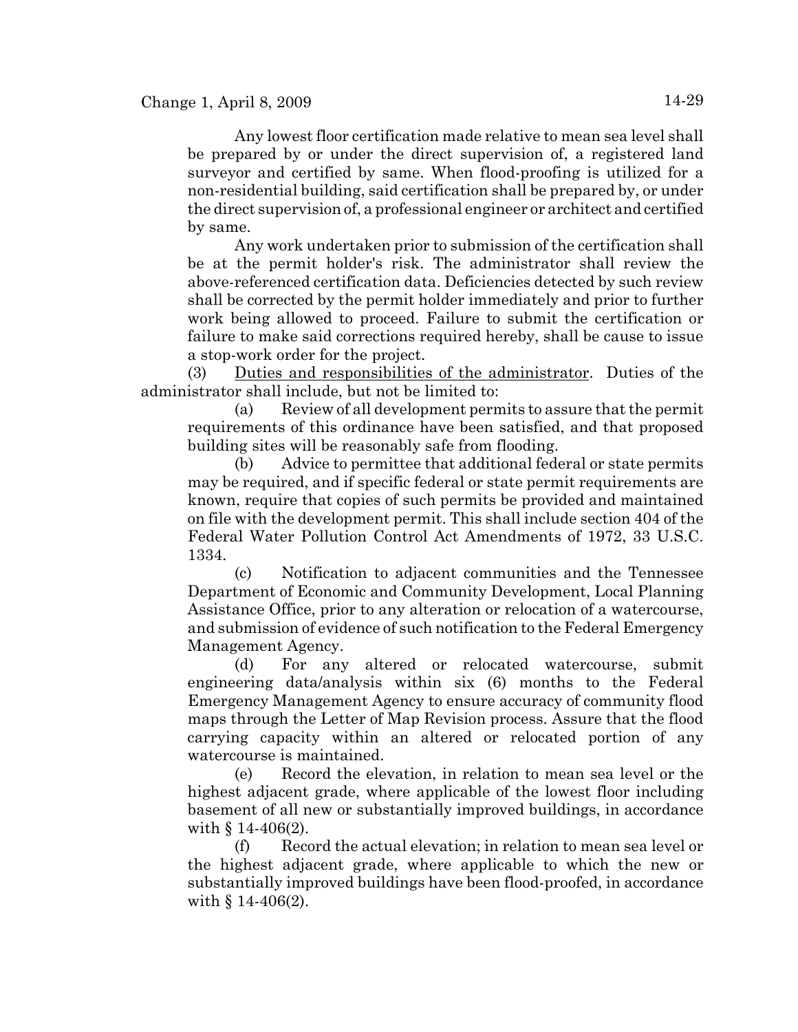Any lowest floor certification made relative to mean sea level shall be prepared by or under the direct supervision of, a registered land surveyor and certified by same. When flood-proofing is utilized for a non-residential building, said certification shall be prepared by, or under the direct supervision of, a professional engineer or architect and certified by same.

Any work undertaken prior to submission of the certification shall be at the permit holder's risk. The administrator shall review the above-referenced certification data. Deficiencies detected by such review shall be corrected by the permit holder immediately and prior to further work being allowed to proceed. Failure to submit the certification or failure to make said corrections required hereby, shall be cause to issue a stop-work order for the project.

(3) Duties and responsibilities of the administrator. Duties of the administrator shall include, but not be limited to:

(a) Review of all development permits to assure that the permit requirements of this ordinance have been satisfied, and that proposed building sites will be reasonably safe from flooding.

(b) Advice to permittee that additional federal or state permits may be required, and if specific federal or state permit requirements are known, require that copies of such permits be provided and maintained on file with the development permit. This shall include section 404 of the Federal Water Pollution Control Act Amendments of 1972, 33 U.S.C. 1334.

(c) Notification to adjacent communities and the Tennessee Department of Economic and Community Development, Local Planning Assistance Office, prior to any alteration or relocation of a watercourse, and submission of evidence of such notification to the Federal Emergency Management Agency.

(d) For any altered or relocated watercourse, submit engineering data/analysis within six (6) months to the Federal Emergency Management Agency to ensure accuracy of community flood maps through the Letter of Map Revision process. Assure that the flood carrying capacity within an altered or relocated portion of any watercourse is maintained.

(e) Record the elevation, in relation to mean sea level or the highest adjacent grade, where applicable of the lowest floor including basement of all new or substantially improved buildings, in accordance with § 14-406(2).

(f) Record the actual elevation; in relation to mean sea level or the highest adjacent grade, where applicable to which the new or substantially improved buildings have been flood-proofed, in accordance with § 14-406(2).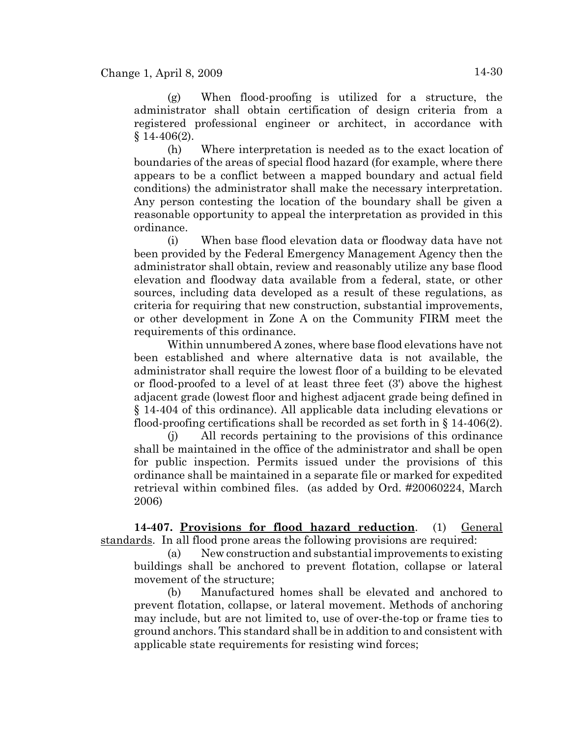(g) When flood-proofing is utilized for a structure, the administrator shall obtain certification of design criteria from a registered professional engineer or architect, in accordance with § 14-406(2).

(h) Where interpretation is needed as to the exact location of boundaries of the areas of special flood hazard (for example, where there appears to be a conflict between a mapped boundary and actual field conditions) the administrator shall make the necessary interpretation. Any person contesting the location of the boundary shall be given a reasonable opportunity to appeal the interpretation as provided in this ordinance.

(i) When base flood elevation data or floodway data have not been provided by the Federal Emergency Management Agency then the administrator shall obtain, review and reasonably utilize any base flood elevation and floodway data available from a federal, state, or other sources, including data developed as a result of these regulations, as criteria for requiring that new construction, substantial improvements, or other development in Zone A on the Community FIRM meet the requirements of this ordinance.

Within unnumbered A zones, where base flood elevations have not been established and where alternative data is not available, the administrator shall require the lowest floor of a building to be elevated or flood-proofed to a level of at least three feet (3') above the highest adjacent grade (lowest floor and highest adjacent grade being defined in § 14-404 of this ordinance). All applicable data including elevations or flood-proofing certifications shall be recorded as set forth in § 14-406(2).

(j) All records pertaining to the provisions of this ordinance shall be maintained in the office of the administrator and shall be open for public inspection. Permits issued under the provisions of this ordinance shall be maintained in a separate file or marked for expedited retrieval within combined files. (as added by Ord. #20060224, March 2006)

**14-407. Provisions for flood hazard reduction**. (1) General standards. In all flood prone areas the following provisions are required:

(a) New construction and substantial improvements to existing buildings shall be anchored to prevent flotation, collapse or lateral movement of the structure;

(b) Manufactured homes shall be elevated and anchored to prevent flotation, collapse, or lateral movement. Methods of anchoring may include, but are not limited to, use of over-the-top or frame ties to ground anchors. This standard shall be in addition to and consistent with applicable state requirements for resisting wind forces;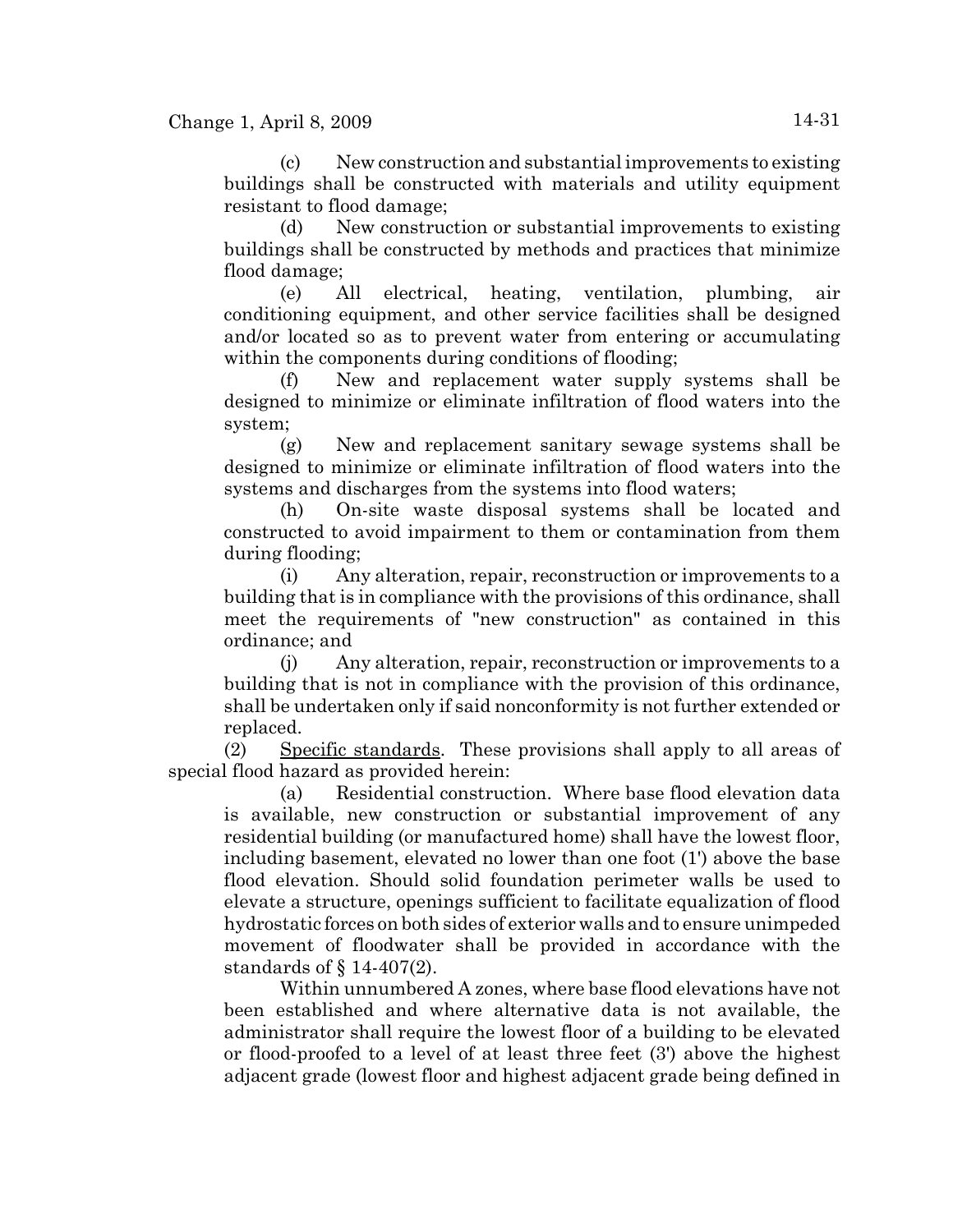(c) New construction and substantial improvements to existing buildings shall be constructed with materials and utility equipment resistant to flood damage;

(d) New construction or substantial improvements to existing buildings shall be constructed by methods and practices that minimize flood damage;

(e) All electrical, heating, ventilation, plumbing, air conditioning equipment, and other service facilities shall be designed and/or located so as to prevent water from entering or accumulating within the components during conditions of flooding;

(f) New and replacement water supply systems shall be designed to minimize or eliminate infiltration of flood waters into the system;

(g) New and replacement sanitary sewage systems shall be designed to minimize or eliminate infiltration of flood waters into the systems and discharges from the systems into flood waters;

(h) On-site waste disposal systems shall be located and constructed to avoid impairment to them or contamination from them during flooding;

(i) Any alteration, repair, reconstruction or improvements to a building that is in compliance with the provisions of this ordinance, shall meet the requirements of "new construction" as contained in this ordinance; and

(j) Any alteration, repair, reconstruction or improvements to a building that is not in compliance with the provision of this ordinance, shall be undertaken only if said nonconformity is not further extended or replaced.

(2) Specific standards. These provisions shall apply to all areas of special flood hazard as provided herein:

(a) Residential construction. Where base flood elevation data is available, new construction or substantial improvement of any residential building (or manufactured home) shall have the lowest floor, including basement, elevated no lower than one foot (1') above the base flood elevation. Should solid foundation perimeter walls be used to elevate a structure, openings sufficient to facilitate equalization of flood hydrostatic forces on both sides of exterior walls and to ensure unimpeded movement of floodwater shall be provided in accordance with the standards of § 14-407(2).

Within unnumbered A zones, where base flood elevations have not been established and where alternative data is not available, the administrator shall require the lowest floor of a building to be elevated or flood-proofed to a level of at least three feet (3') above the highest adjacent grade (lowest floor and highest adjacent grade being defined in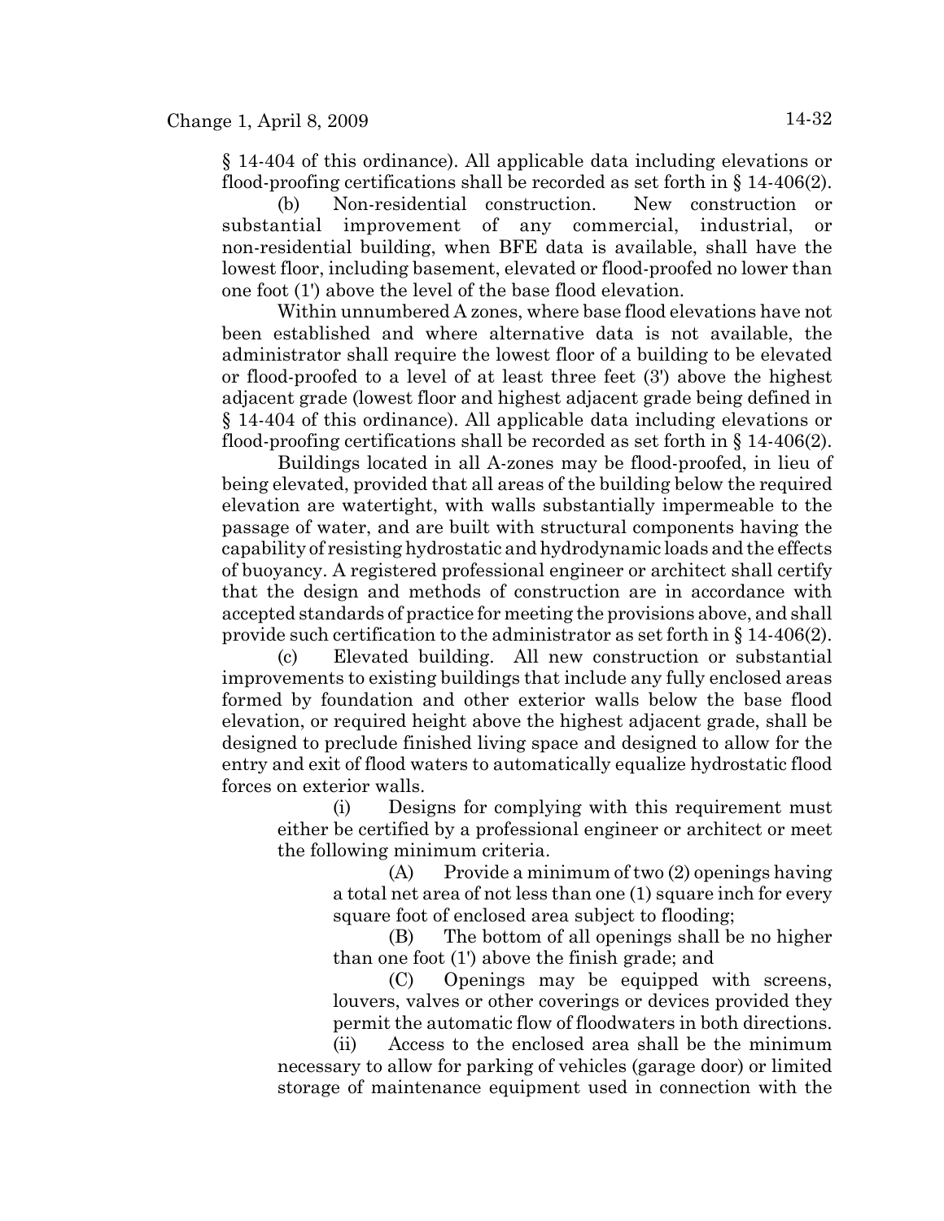§ 14-404 of this ordinance). All applicable data including elevations or flood-proofing certifications shall be recorded as set forth in § 14-406(2).

(b) Non-residential construction. New construction or substantial improvement of any commercial, industrial, or non-residential building, when BFE data is available, shall have the lowest floor, including basement, elevated or flood-proofed no lower than one foot (1') above the level of the base flood elevation.

Within unnumbered A zones, where base flood elevations have not been established and where alternative data is not available, the administrator shall require the lowest floor of a building to be elevated or flood-proofed to a level of at least three feet (3') above the highest adjacent grade (lowest floor and highest adjacent grade being defined in § 14-404 of this ordinance). All applicable data including elevations or flood-proofing certifications shall be recorded as set forth in § 14-406(2).

Buildings located in all A-zones may be flood-proofed, in lieu of being elevated, provided that all areas of the building below the required elevation are watertight, with walls substantially impermeable to the passage of water, and are built with structural components having the capability of resisting hydrostatic and hydrodynamic loads and the effects of buoyancy. A registered professional engineer or architect shall certify that the design and methods of construction are in accordance with accepted standards of practice for meeting the provisions above, and shall provide such certification to the administrator as set forth in § 14-406(2).

(c) Elevated building. All new construction or substantial improvements to existing buildings that include any fully enclosed areas formed by foundation and other exterior walls below the base flood elevation, or required height above the highest adjacent grade, shall be designed to preclude finished living space and designed to allow for the entry and exit of flood waters to automatically equalize hydrostatic flood forces on exterior walls.

(i) Designs for complying with this requirement must either be certified by a professional engineer or architect or meet the following minimum criteria.

(A) Provide a minimum of two (2) openings having a total net area of not less than one (1) square inch for every square foot of enclosed area subject to flooding;

(B) The bottom of all openings shall be no higher than one foot (1') above the finish grade; and

(C) Openings may be equipped with screens, louvers, valves or other coverings or devices provided they permit the automatic flow of floodwaters in both directions.

(ii) Access to the enclosed area shall be the minimum necessary to allow for parking of vehicles (garage door) or limited storage of maintenance equipment used in connection with the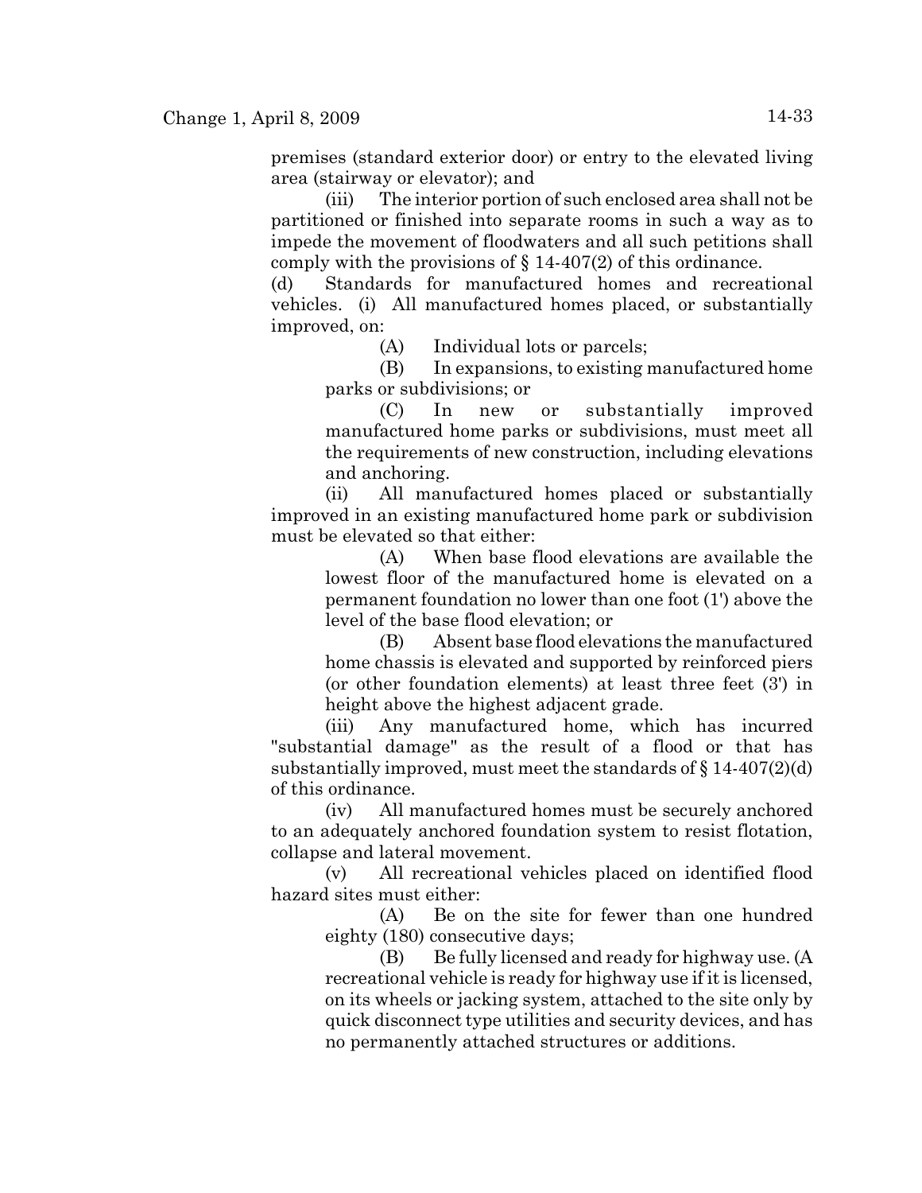premises (standard exterior door) or entry to the elevated living area (stairway or elevator); and

(iii) The interior portion of such enclosed area shall not be partitioned or finished into separate rooms in such a way as to impede the movement of floodwaters and all such petitions shall comply with the provisions of § 14-407(2) of this ordinance.

(d) Standards for manufactured homes and recreational vehicles. (i) All manufactured homes placed, or substantially improved, on:

(A) Individual lots or parcels;

(B) In expansions, to existing manufactured home parks or subdivisions; or

(C) In new or substantially improved manufactured home parks or subdivisions, must meet all the requirements of new construction, including elevations and anchoring.

(ii) All manufactured homes placed or substantially improved in an existing manufactured home park or subdivision must be elevated so that either:

(A) When base flood elevations are available the lowest floor of the manufactured home is elevated on a permanent foundation no lower than one foot (1') above the level of the base flood elevation; or

(B) Absent base flood elevations the manufactured home chassis is elevated and supported by reinforced piers (or other foundation elements) at least three feet (3') in height above the highest adjacent grade.

(iii) Any manufactured home, which has incurred "substantial damage" as the result of a flood or that has substantially improved, must meet the standards of § 14-407(2)(d) of this ordinance.

(iv) All manufactured homes must be securely anchored to an adequately anchored foundation system to resist flotation, collapse and lateral movement.

(v) All recreational vehicles placed on identified flood hazard sites must either:

(A) Be on the site for fewer than one hundred eighty (180) consecutive days;

(B) Be fully licensed and ready for highway use. (A recreational vehicle is ready for highway use if it is licensed, on its wheels or jacking system, attached to the site only by quick disconnect type utilities and security devices, and has no permanently attached structures or additions.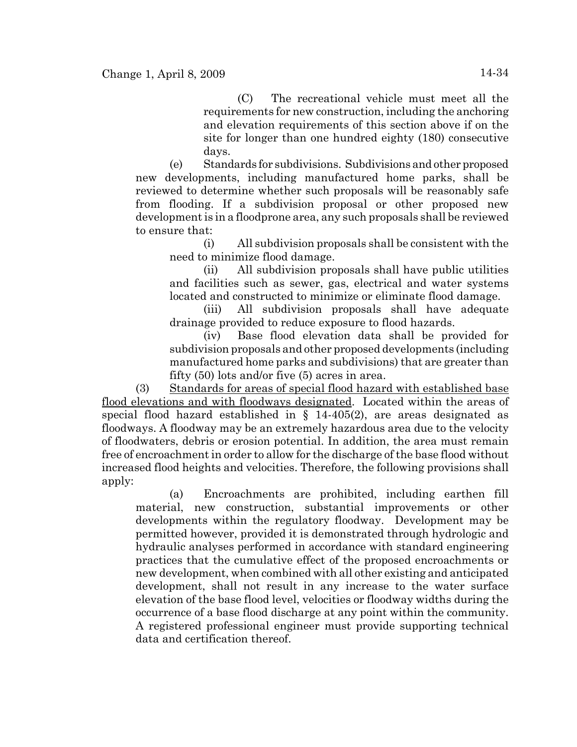(C) The recreational vehicle must meet all the requirements for new construction, including the anchoring and elevation requirements of this section above if on the site for longer than one hundred eighty (180) consecutive days.

(e) Standards for subdivisions. Subdivisions and other proposed new developments, including manufactured home parks, shall be reviewed to determine whether such proposals will be reasonably safe from flooding. If a subdivision proposal or other proposed new development is in a floodprone area, any such proposals shall be reviewed to ensure that:

(i) All subdivision proposals shall be consistent with the need to minimize flood damage.

(ii) All subdivision proposals shall have public utilities and facilities such as sewer, gas, electrical and water systems located and constructed to minimize or eliminate flood damage.

(iii) All subdivision proposals shall have adequate drainage provided to reduce exposure to flood hazards.

(iv) Base flood elevation data shall be provided for subdivision proposals and other proposed developments (including manufactured home parks and subdivisions) that are greater than fifty (50) lots and/or five (5) acres in area.

(3) Standards for areas of special flood hazard with established base flood elevations and with floodways designated. Located within the areas of special flood hazard established in § 14-405(2), are areas designated as floodways. A floodway may be an extremely hazardous area due to the velocity of floodwaters, debris or erosion potential. In addition, the area must remain free of encroachment in order to allow for the discharge of the base flood without increased flood heights and velocities. Therefore, the following provisions shall apply:

(a) Encroachments are prohibited, including earthen fill material, new construction, substantial improvements or other developments within the regulatory floodway. Development may be permitted however, provided it is demonstrated through hydrologic and hydraulic analyses performed in accordance with standard engineering practices that the cumulative effect of the proposed encroachments or new development, when combined with all other existing and anticipated development, shall not result in any increase to the water surface elevation of the base flood level, velocities or floodway widths during the occurrence of a base flood discharge at any point within the community. A registered professional engineer must provide supporting technical data and certification thereof.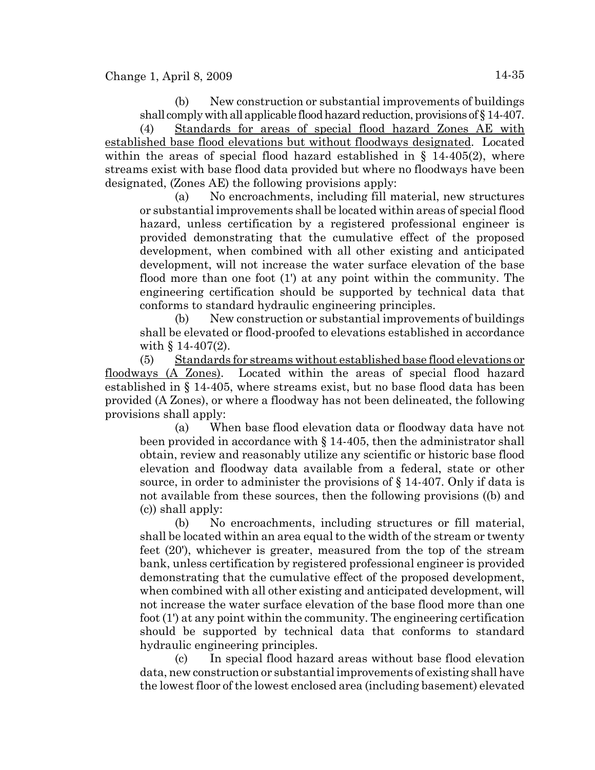(b) New construction or substantial improvements of buildings shall comply with all applicable flood hazard reduction, provisions of § 14-407.

(4) Standards for areas of special flood hazard Zones AE with established base flood elevations but without floodways designated. Located within the areas of special flood hazard established in § 14-405(2), where streams exist with base flood data provided but where no floodways have been designated, (Zones AE) the following provisions apply:

(a) No encroachments, including fill material, new structures or substantial improvements shall be located within areas of special flood hazard, unless certification by a registered professional engineer is provided demonstrating that the cumulative effect of the proposed development, when combined with all other existing and anticipated development, will not increase the water surface elevation of the base flood more than one foot (1') at any point within the community. The engineering certification should be supported by technical data that conforms to standard hydraulic engineering principles.

(b) New construction or substantial improvements of buildings shall be elevated or flood-proofed to elevations established in accordance with § 14-407(2).

(5) Standards for streams without established base flood elevations or floodways (A Zones). Located within the areas of special flood hazard established in § 14-405, where streams exist, but no base flood data has been provided (A Zones), or where a floodway has not been delineated, the following provisions shall apply:

(a) When base flood elevation data or floodway data have not been provided in accordance with § 14-405, then the administrator shall obtain, review and reasonably utilize any scientific or historic base flood elevation and floodway data available from a federal, state or other source, in order to administer the provisions of § 14-407. Only if data is not available from these sources, then the following provisions ((b) and (c)) shall apply:

(b) No encroachments, including structures or fill material, shall be located within an area equal to the width of the stream or twenty feet (20'), whichever is greater, measured from the top of the stream bank, unless certification by registered professional engineer is provided demonstrating that the cumulative effect of the proposed development, when combined with all other existing and anticipated development, will not increase the water surface elevation of the base flood more than one foot (1') at any point within the community. The engineering certification should be supported by technical data that conforms to standard hydraulic engineering principles.

(c) In special flood hazard areas without base flood elevation data, new construction or substantial improvements of existing shall have the lowest floor of the lowest enclosed area (including basement) elevated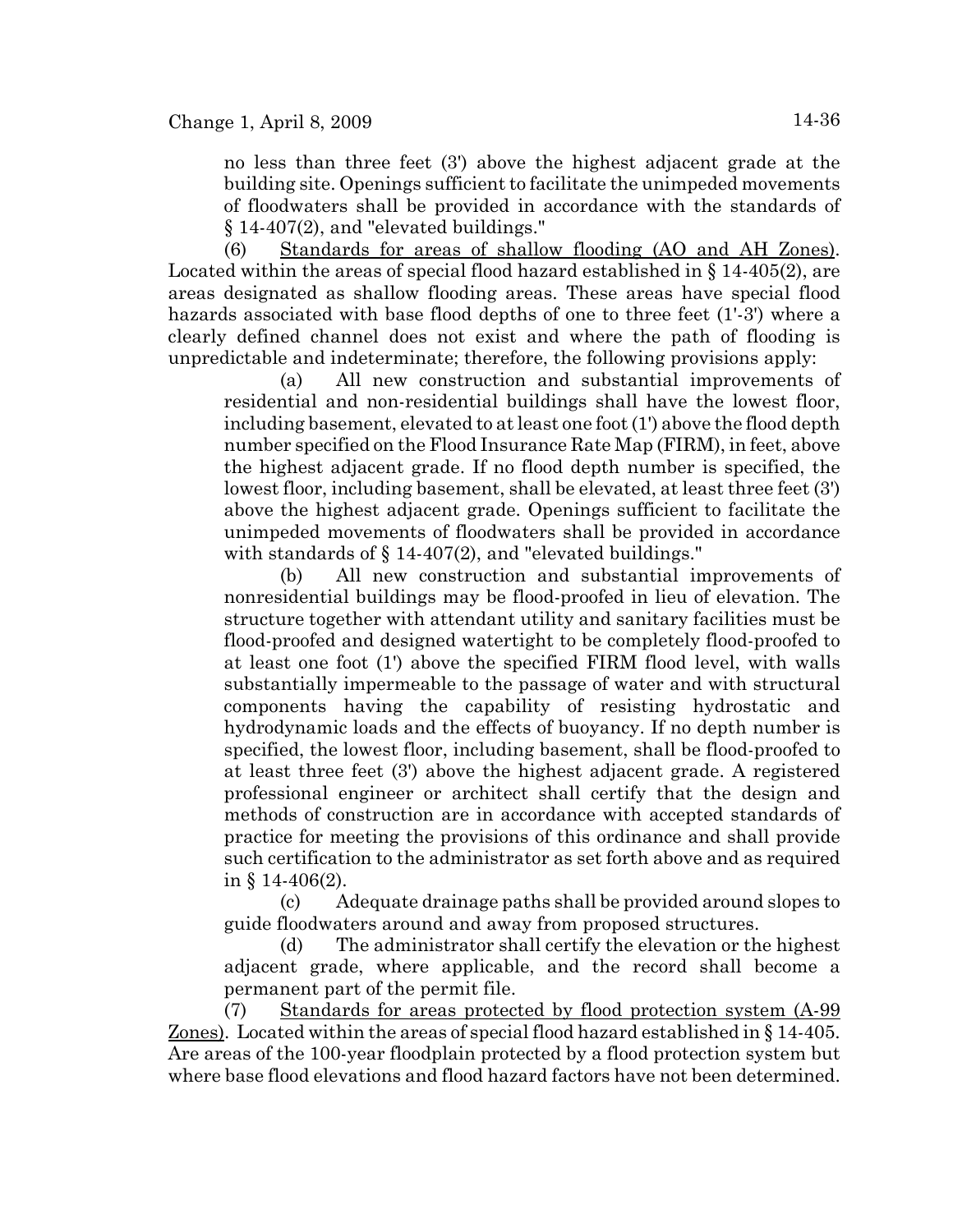no less than three feet (3') above the highest adjacent grade at the building site. Openings sufficient to facilitate the unimpeded movements of floodwaters shall be provided in accordance with the standards of § 14-407(2), and "elevated buildings."

(6) Standards for areas of shallow flooding (AO and AH Zones). Located within the areas of special flood hazard established in § 14-405(2), are areas designated as shallow flooding areas. These areas have special flood hazards associated with base flood depths of one to three feet (1'-3') where a clearly defined channel does not exist and where the path of flooding is unpredictable and indeterminate; therefore, the following provisions apply:

(a) All new construction and substantial improvements of residential and non-residential buildings shall have the lowest floor, including basement, elevated to at least one foot (1') above the flood depth number specified on the Flood Insurance Rate Map (FIRM), in feet, above the highest adjacent grade. If no flood depth number is specified, the lowest floor, including basement, shall be elevated, at least three feet (3') above the highest adjacent grade. Openings sufficient to facilitate the unimpeded movements of floodwaters shall be provided in accordance with standards of § 14-407(2), and "elevated buildings."

(b) All new construction and substantial improvements of nonresidential buildings may be flood-proofed in lieu of elevation. The structure together with attendant utility and sanitary facilities must be flood-proofed and designed watertight to be completely flood-proofed to at least one foot (1') above the specified FIRM flood level, with walls substantially impermeable to the passage of water and with structural components having the capability of resisting hydrostatic and hydrodynamic loads and the effects of buoyancy. If no depth number is specified, the lowest floor, including basement, shall be flood-proofed to at least three feet (3') above the highest adjacent grade. A registered professional engineer or architect shall certify that the design and methods of construction are in accordance with accepted standards of practice for meeting the provisions of this ordinance and shall provide such certification to the administrator as set forth above and as required in § 14-406(2).

(c) Adequate drainage paths shall be provided around slopes to guide floodwaters around and away from proposed structures.

(d) The administrator shall certify the elevation or the highest adjacent grade, where applicable, and the record shall become a permanent part of the permit file.

(7) Standards for areas protected by flood protection system (A-99 Zones). Located within the areas of special flood hazard established in § 14-405. Are areas of the 100-year floodplain protected by a flood protection system but where base flood elevations and flood hazard factors have not been determined.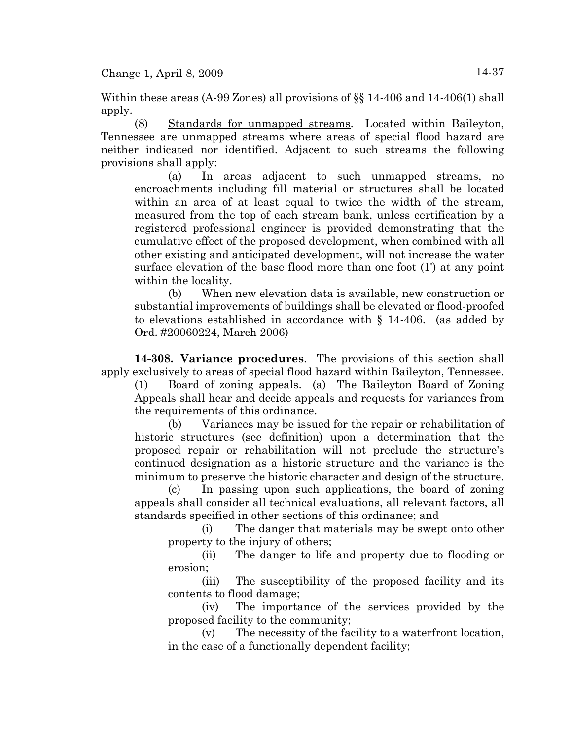Within these areas (A-99 Zones) all provisions of §§ 14-406 and 14-406(1) shall apply.

(8) Standards for unmapped streams. Located within Baileyton, Tennessee are unmapped streams where areas of special flood hazard are neither indicated nor identified. Adjacent to such streams the following provisions shall apply:

(a) In areas adjacent to such unmapped streams, no encroachments including fill material or structures shall be located within an area of at least equal to twice the width of the stream, measured from the top of each stream bank, unless certification by a registered professional engineer is provided demonstrating that the cumulative effect of the proposed development, when combined with all other existing and anticipated development, will not increase the water surface elevation of the base flood more than one foot (1') at any point within the locality.

(b) When new elevation data is available, new construction or substantial improvements of buildings shall be elevated or flood-proofed to elevations established in accordance with § 14-406. (as added by Ord. #20060224, March 2006)

**14-308. Variance procedures**. The provisions of this section shall apply exclusively to areas of special flood hazard within Baileyton, Tennessee.

(1) Board of zoning appeals. (a) The Baileyton Board of Zoning Appeals shall hear and decide appeals and requests for variances from the requirements of this ordinance.

(b) Variances may be issued for the repair or rehabilitation of historic structures (see definition) upon a determination that the proposed repair or rehabilitation will not preclude the structure's continued designation as a historic structure and the variance is the minimum to preserve the historic character and design of the structure.

(c) In passing upon such applications, the board of zoning appeals shall consider all technical evaluations, all relevant factors, all standards specified in other sections of this ordinance; and

(i) The danger that materials may be swept onto other property to the injury of others;

(ii) The danger to life and property due to flooding or erosion;

(iii) The susceptibility of the proposed facility and its contents to flood damage;

(iv) The importance of the services provided by the proposed facility to the community;

(v) The necessity of the facility to a waterfront location, in the case of a functionally dependent facility;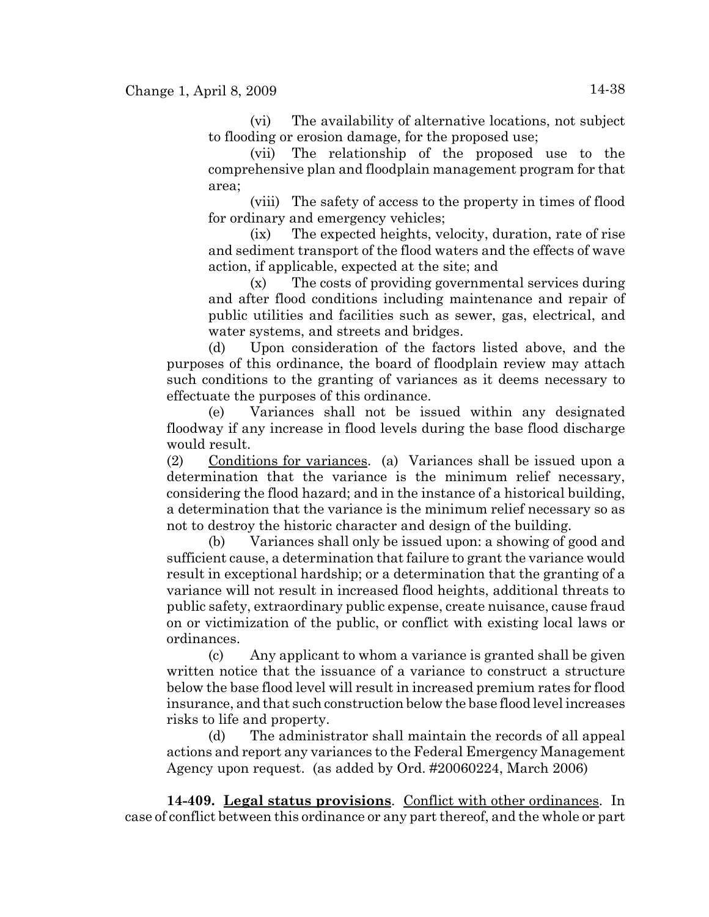(vi) The availability of alternative locations, not subject to flooding or erosion damage, for the proposed use;

(vii) The relationship of the proposed use to the comprehensive plan and floodplain management program for that area;

(viii) The safety of access to the property in times of flood for ordinary and emergency vehicles;

(ix) The expected heights, velocity, duration, rate of rise and sediment transport of the flood waters and the effects of wave action, if applicable, expected at the site; and

(x) The costs of providing governmental services during and after flood conditions including maintenance and repair of public utilities and facilities such as sewer, gas, electrical, and water systems, and streets and bridges.

(d) Upon consideration of the factors listed above, and the purposes of this ordinance, the board of floodplain review may attach such conditions to the granting of variances as it deems necessary to effectuate the purposes of this ordinance.

(e) Variances shall not be issued within any designated floodway if any increase in flood levels during the base flood discharge would result.

(2) Conditions for variances. (a) Variances shall be issued upon a determination that the variance is the minimum relief necessary, considering the flood hazard; and in the instance of a historical building, a determination that the variance is the minimum relief necessary so as not to destroy the historic character and design of the building.

(b) Variances shall only be issued upon: a showing of good and sufficient cause, a determination that failure to grant the variance would result in exceptional hardship; or a determination that the granting of a variance will not result in increased flood heights, additional threats to public safety, extraordinary public expense, create nuisance, cause fraud on or victimization of the public, or conflict with existing local laws or ordinances.

(c) Any applicant to whom a variance is granted shall be given written notice that the issuance of a variance to construct a structure below the base flood level will result in increased premium rates for flood insurance, and that such construction below the base flood level increases risks to life and property.

(d) The administrator shall maintain the records of all appeal actions and report any variances to the Federal Emergency Management Agency upon request. (as added by Ord. #20060224, March 2006)

**14-409. Legal status provisions**. Conflict with other ordinances. In case of conflict between this ordinance or any part thereof, and the whole or part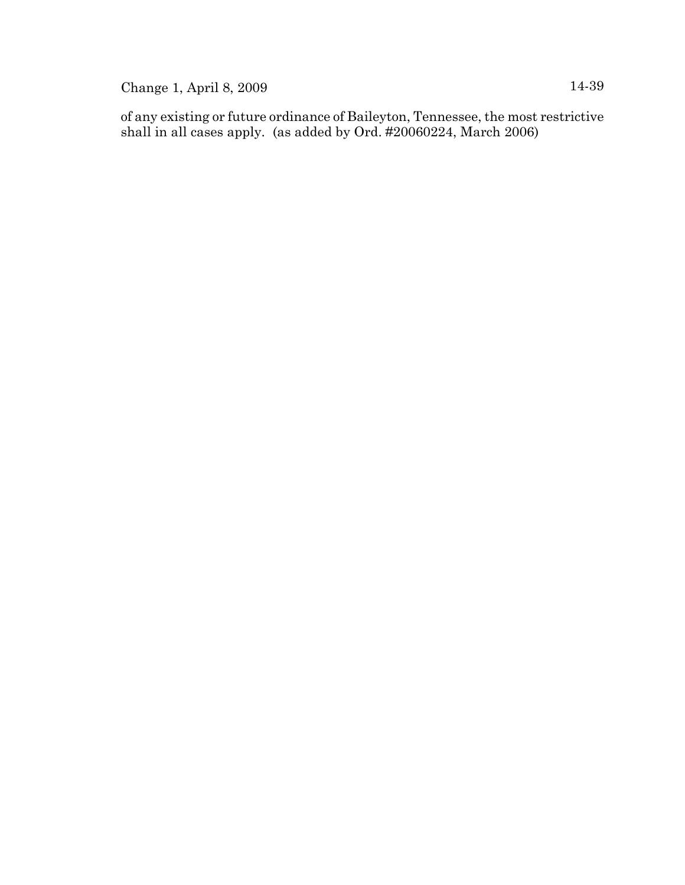of any existing or future ordinance of Baileyton, Tennessee, the most restrictive shall in all cases apply. (as added by Ord. #20060224, March 2006)